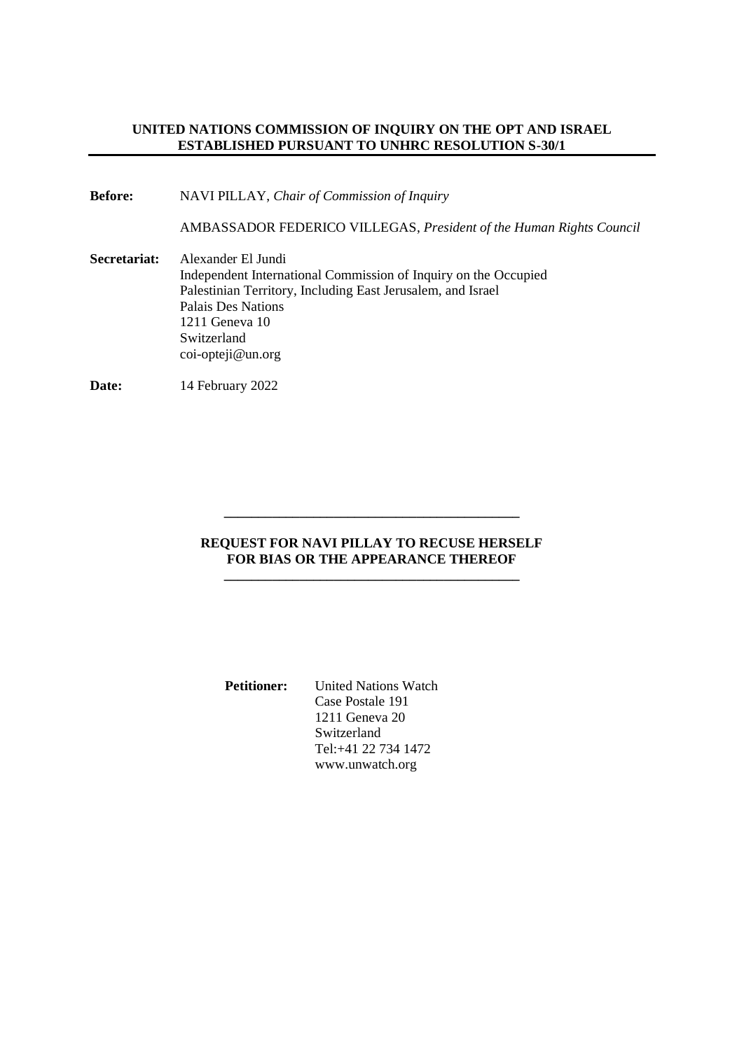**UNITED NATIONS COMMISSION OF INQUIRY ON THE OPT AND ISRAEL**
**ESTABLISHED PURSUANT TO UNHRC RESOLUTION S-30/1**

---

**Before:** NAVI PILLAY, *Chair of Commission of Inquiry*

AMBASSADOR FEDERICO VILLEGAS, *President of the Human Rights Council*

**Secretariat:** Alexander El Jundi
Independent International Commission of Inquiry on the Occupied
Palestinian Territory, Including East Jerusalem, and Israel
Palais Des Nations
1211 Geneva 10
Switzerland
coi-opteji@un.org

**Date:** 14 February 2022

---

**REQUEST FOR NAVI PILLAY TO RECUSE HERSELF**
**FOR BIAS OR THE APPEARANCE THEREOF**

---

**Petitioner:** United Nations Watch
Case Postale 191
1211 Geneva 20
Switzerland
Tel:+41 22 734 1472
www.unwatch.org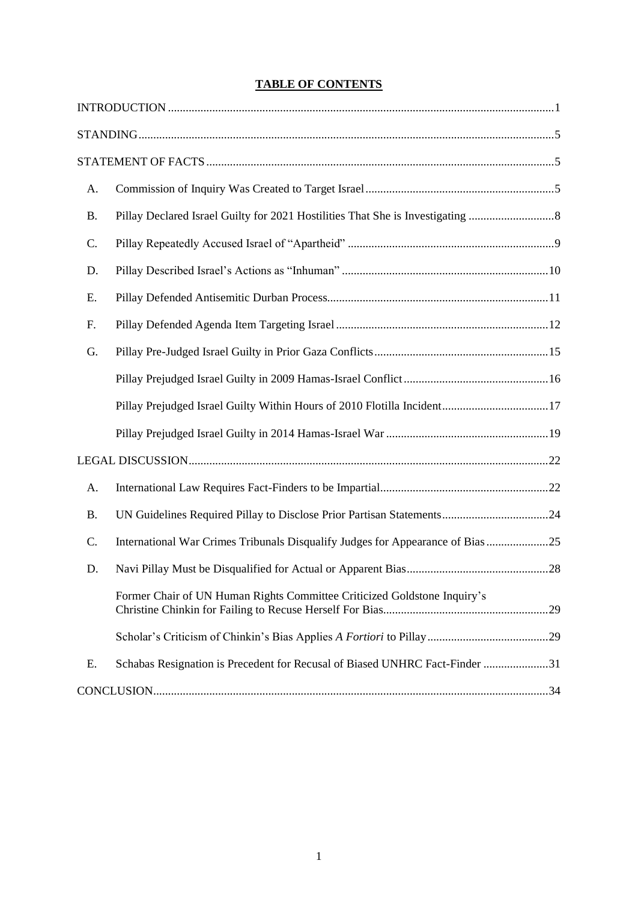**TABLE OF CONTENTS**

INTRODUCTION ........................................................................................................................1

STANDING...............................................................................................................................5

STATEMENT OF FACTS ........................................................................................................5

A. Commission of Inquiry Was Created to Target Israel ........................................................5

B. Pillay Declared Israel Guilty for 2021 Hostilities That She is Investigating .......................8

C. Pillay Repeatedly Accused Israel of "Apartheid" ...............................................................9

D. Pillay Described Israel's Actions as "Inhuman" ...............................................................10

E. Pillay Defended Antisemitic Durban Process....................................................................11

F. Pillay Defended Agenda Item Targeting Israel .................................................................12

G. Pillay Pre-Judged Israel Guilty in Prior Gaza Conflicts ....................................................15

Pillay Prejudged Israel Guilty in 2009 Hamas-Israel Conflict ..............................................16

Pillay Prejudged Israel Guilty Within Hours of 2010 Flotilla Incident..................................17

Pillay Prejudged Israel Guilty in 2014 Hamas-Israel War ....................................................19

LEGAL DISCUSSION...........................................................................................................22

A. International Law Requires Fact-Finders to be Impartial...................................................22

B. UN Guidelines Required Pillay to Disclose Prior Partisan Statements..............................24

C. International War Crimes Tribunals Disqualify Judges for Appearance of Bias ................25

D. Navi Pillay Must be Disqualified for Actual or Apparent Bias..........................................28

Former Chair of UN Human Rights Committee Criticized Goldstone Inquiry's Christine Chinkin for Failing to Recuse Herself For Bias..........................................................29

Scholar's Criticism of Chinkin's Bias Applies *A Fortiori* to Pillay ..........................................29

E. Schabas Resignation is Precedent for Recusal of Biased UNHRC Fact-Finder ................31

CONCLUSION......................................................................................................................34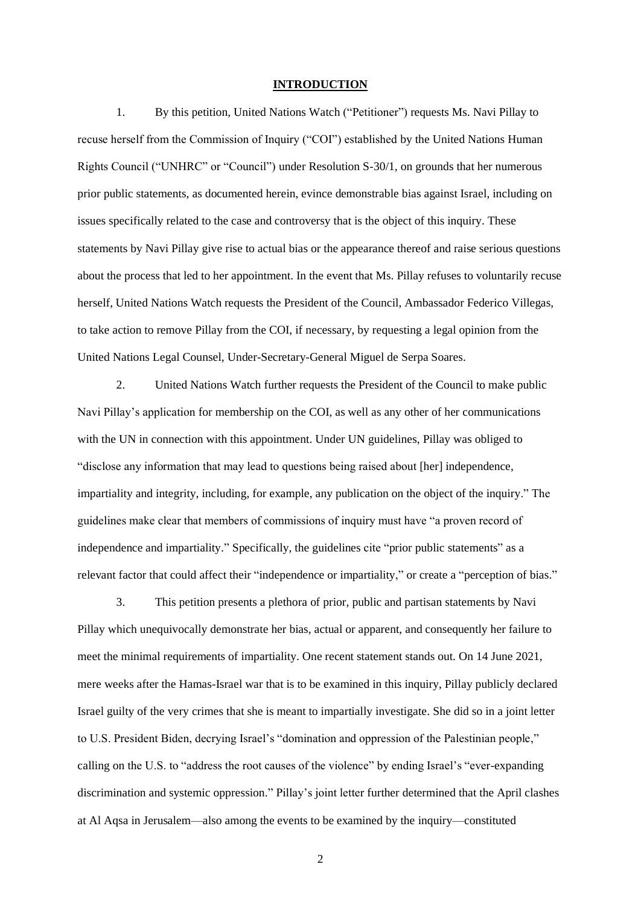## INTRODUCTION

1. By this petition, United Nations Watch ("Petitioner") requests Ms. Navi Pillay to recuse herself from the Commission of Inquiry ("COI") established by the United Nations Human Rights Council ("UNHRC" or "Council") under Resolution S-30/1, on grounds that her numerous prior public statements, as documented herein, evince demonstrable bias against Israel, including on issues specifically related to the case and controversy that is the object of this inquiry. These statements by Navi Pillay give rise to actual bias or the appearance thereof and raise serious questions about the process that led to her appointment. In the event that Ms. Pillay refuses to voluntarily recuse herself, United Nations Watch requests the President of the Council, Ambassador Federico Villegas, to take action to remove Pillay from the COI, if necessary, by requesting a legal opinion from the United Nations Legal Counsel, Under-Secretary-General Miguel de Serpa Soares.

2. United Nations Watch further requests the President of the Council to make public Navi Pillay's application for membership on the COI, as well as any other of her communications with the UN in connection with this appointment. Under UN guidelines, Pillay was obliged to "disclose any information that may lead to questions being raised about [her] independence, impartiality and integrity, including, for example, any publication on the object of the inquiry." The guidelines make clear that members of commissions of inquiry must have "a proven record of independence and impartiality." Specifically, the guidelines cite "prior public statements" as a relevant factor that could affect their "independence or impartiality," or create a "perception of bias."

3. This petition presents a plethora of prior, public and partisan statements by Navi Pillay which unequivocally demonstrate her bias, actual or apparent, and consequently her failure to meet the minimal requirements of impartiality. One recent statement stands out. On 14 June 2021, mere weeks after the Hamas-Israel war that is to be examined in this inquiry, Pillay publicly declared Israel guilty of the very crimes that she is meant to impartially investigate. She did so in a joint letter to U.S. President Biden, decrying Israel's "domination and oppression of the Palestinian people," calling on the U.S. to "address the root causes of the violence" by ending Israel's "ever-expanding discrimination and systemic oppression." Pillay's joint letter further determined that the April clashes at Al Aqsa in Jerusalem—also among the events to be examined by the inquiry—constituted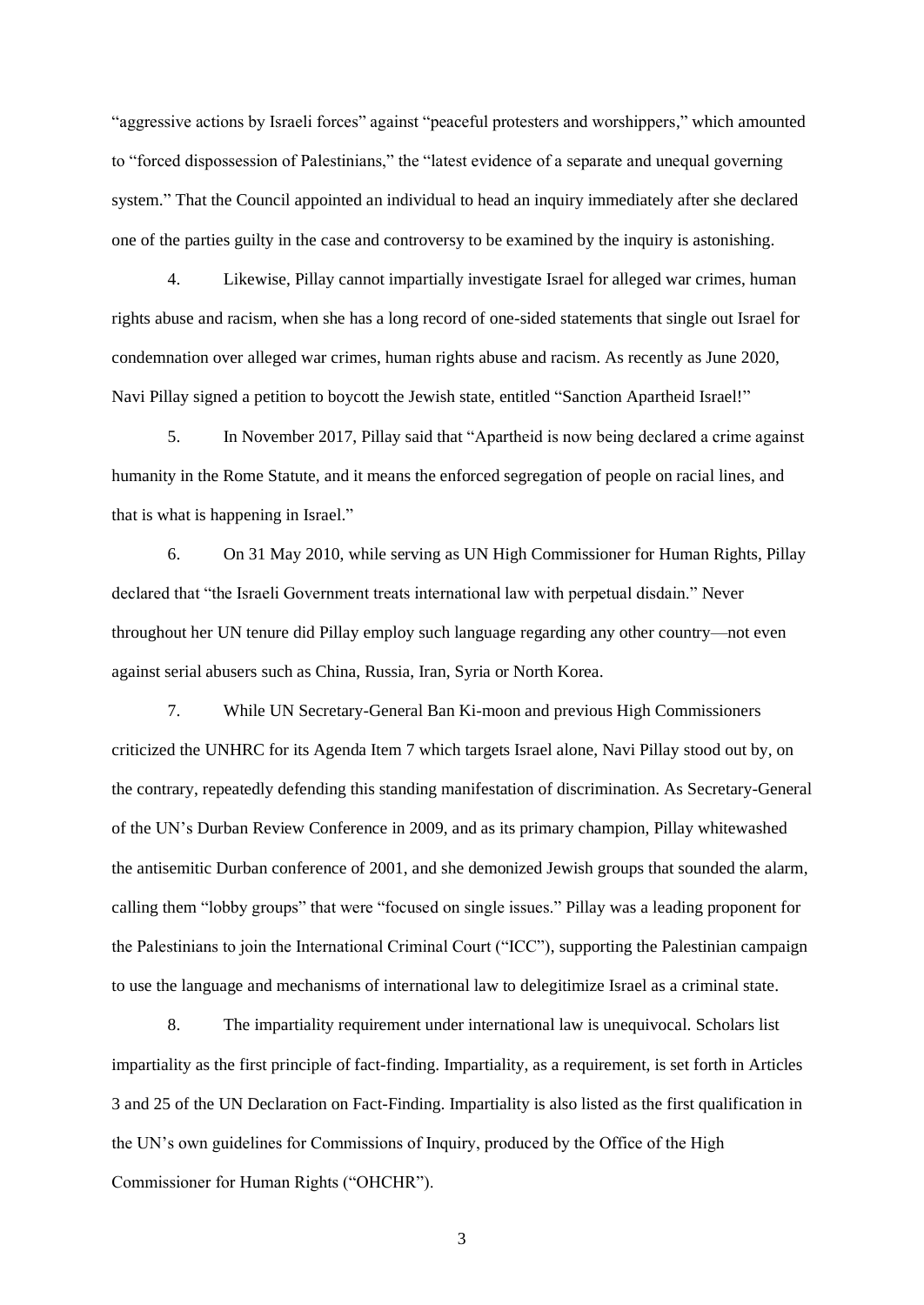"aggressive actions by Israeli forces" against "peaceful protesters and worshippers," which amounted to "forced dispossession of Palestinians," the "latest evidence of a separate and unequal governing system." That the Council appointed an individual to head an inquiry immediately after she declared one of the parties guilty in the case and controversy to be examined by the inquiry is astonishing.

4. Likewise, Pillay cannot impartially investigate Israel for alleged war crimes, human rights abuse and racism, when she has a long record of one-sided statements that single out Israel for condemnation over alleged war crimes, human rights abuse and racism. As recently as June 2020, Navi Pillay signed a petition to boycott the Jewish state, entitled "Sanction Apartheid Israel!"

5. In November 2017, Pillay said that "Apartheid is now being declared a crime against humanity in the Rome Statute, and it means the enforced segregation of people on racial lines, and that is what is happening in Israel."

6. On 31 May 2010, while serving as UN High Commissioner for Human Rights, Pillay declared that "the Israeli Government treats international law with perpetual disdain." Never throughout her UN tenure did Pillay employ such language regarding any other country—not even against serial abusers such as China, Russia, Iran, Syria or North Korea.

7. While UN Secretary-General Ban Ki-moon and previous High Commissioners criticized the UNHRC for its Agenda Item 7 which targets Israel alone, Navi Pillay stood out by, on the contrary, repeatedly defending this standing manifestation of discrimination. As Secretary-General of the UN's Durban Review Conference in 2009, and as its primary champion, Pillay whitewashed the antisemitic Durban conference of 2001, and she demonized Jewish groups that sounded the alarm, calling them "lobby groups" that were "focused on single issues." Pillay was a leading proponent for the Palestinians to join the International Criminal Court ("ICC"), supporting the Palestinian campaign to use the language and mechanisms of international law to delegitimize Israel as a criminal state.

8. The impartiality requirement under international law is unequivocal. Scholars list impartiality as the first principle of fact-finding. Impartiality, as a requirement, is set forth in Articles 3 and 25 of the UN Declaration on Fact-Finding. Impartiality is also listed as the first qualification in the UN's own guidelines for Commissions of Inquiry, produced by the Office of the High Commissioner for Human Rights ("OHCHR").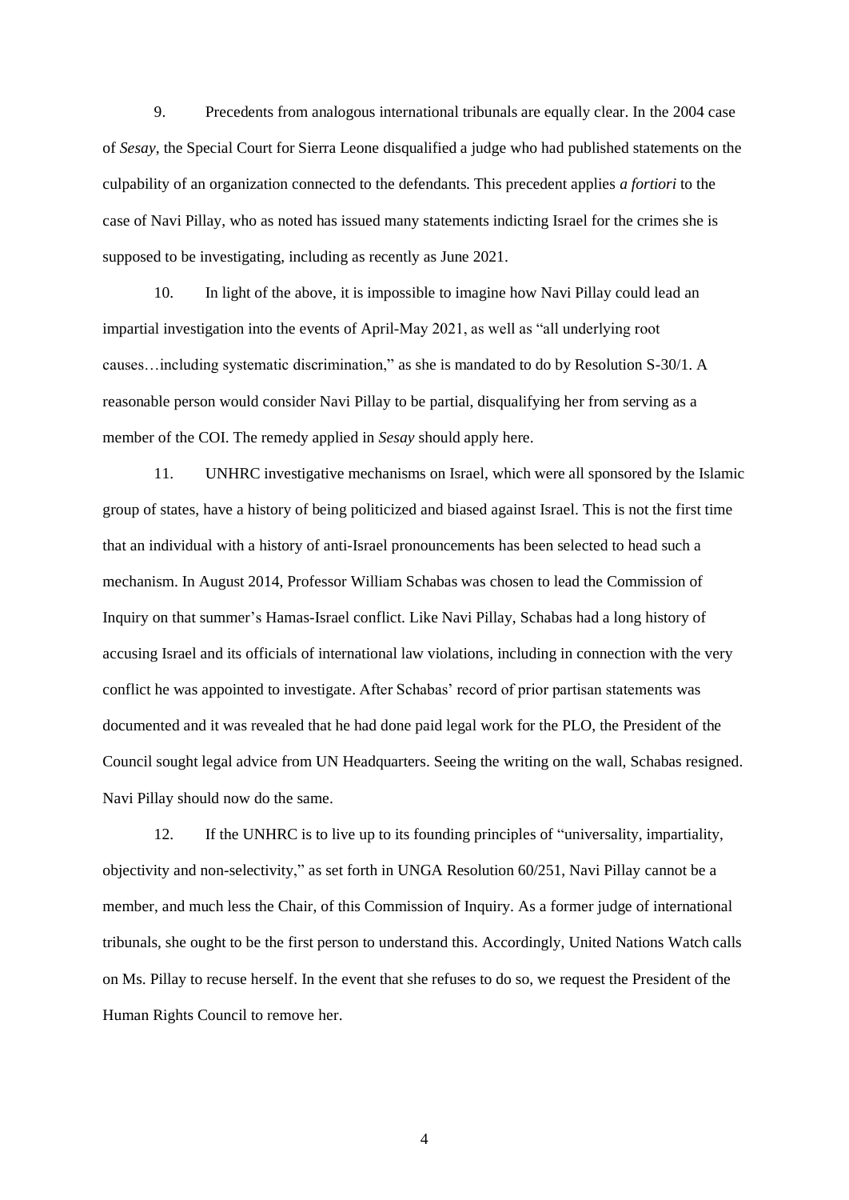9. Precedents from analogous international tribunals are equally clear. In the 2004 case of *Sesay*, the Special Court for Sierra Leone disqualified a judge who had published statements on the culpability of an organization connected to the defendants. This precedent applies *a fortiori* to the case of Navi Pillay, who as noted has issued many statements indicting Israel for the crimes she is supposed to be investigating, including as recently as June 2021.

10. In light of the above, it is impossible to imagine how Navi Pillay could lead an impartial investigation into the events of April-May 2021, as well as "all underlying root causes…including systematic discrimination," as she is mandated to do by Resolution S-30/1. A reasonable person would consider Navi Pillay to be partial, disqualifying her from serving as a member of the COI. The remedy applied in *Sesay* should apply here.

11. UNHRC investigative mechanisms on Israel, which were all sponsored by the Islamic group of states, have a history of being politicized and biased against Israel. This is not the first time that an individual with a history of anti-Israel pronouncements has been selected to head such a mechanism. In August 2014, Professor William Schabas was chosen to lead the Commission of Inquiry on that summer's Hamas-Israel conflict. Like Navi Pillay, Schabas had a long history of accusing Israel and its officials of international law violations, including in connection with the very conflict he was appointed to investigate. After Schabas' record of prior partisan statements was documented and it was revealed that he had done paid legal work for the PLO, the President of the Council sought legal advice from UN Headquarters. Seeing the writing on the wall, Schabas resigned. Navi Pillay should now do the same.

12. If the UNHRC is to live up to its founding principles of "universality, impartiality, objectivity and non-selectivity," as set forth in UNGA Resolution 60/251, Navi Pillay cannot be a member, and much less the Chair, of this Commission of Inquiry. As a former judge of international tribunals, she ought to be the first person to understand this. Accordingly, United Nations Watch calls on Ms. Pillay to recuse herself. In the event that she refuses to do so, we request the President of the Human Rights Council to remove her.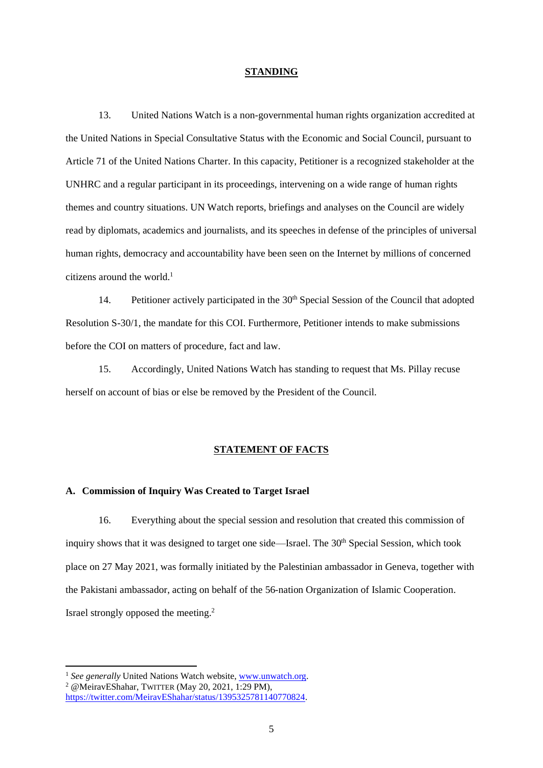## STANDING

13. United Nations Watch is a non-governmental human rights organization accredited at the United Nations in Special Consultative Status with the Economic and Social Council, pursuant to Article 71 of the United Nations Charter. In this capacity, Petitioner is a recognized stakeholder at the UNHRC and a regular participant in its proceedings, intervening on a wide range of human rights themes and country situations. UN Watch reports, briefings and analyses on the Council are widely read by diplomats, academics and journalists, and its speeches in defense of the principles of universal human rights, democracy and accountability have been seen on the Internet by millions of concerned citizens around the world.[1]

14. Petitioner actively participated in the 30th Special Session of the Council that adopted Resolution S-30/1, the mandate for this COI. Furthermore, Petitioner intends to make submissions before the COI on matters of procedure, fact and law.

15. Accordingly, United Nations Watch has standing to request that Ms. Pillay recuse herself on account of bias or else be removed by the President of the Council.

## STATEMENT OF FACTS

### A. Commission of Inquiry Was Created to Target Israel

16. Everything about the special session and resolution that created this commission of inquiry shows that it was designed to target one side—Israel. The 30th Special Session, which took place on 27 May 2021, was formally initiated by the Palestinian ambassador in Geneva, together with the Pakistani ambassador, acting on behalf of the 56-nation Organization of Islamic Cooperation. Israel strongly opposed the meeting.[2]

---

[1] *See generally* United Nations Watch website, www.unwatch.org.

[2] @MeiravEShahar, TWITTER (May 20, 2021, 1:29 PM), https://twitter.com/MeiravEShahar/status/1395325781140770824.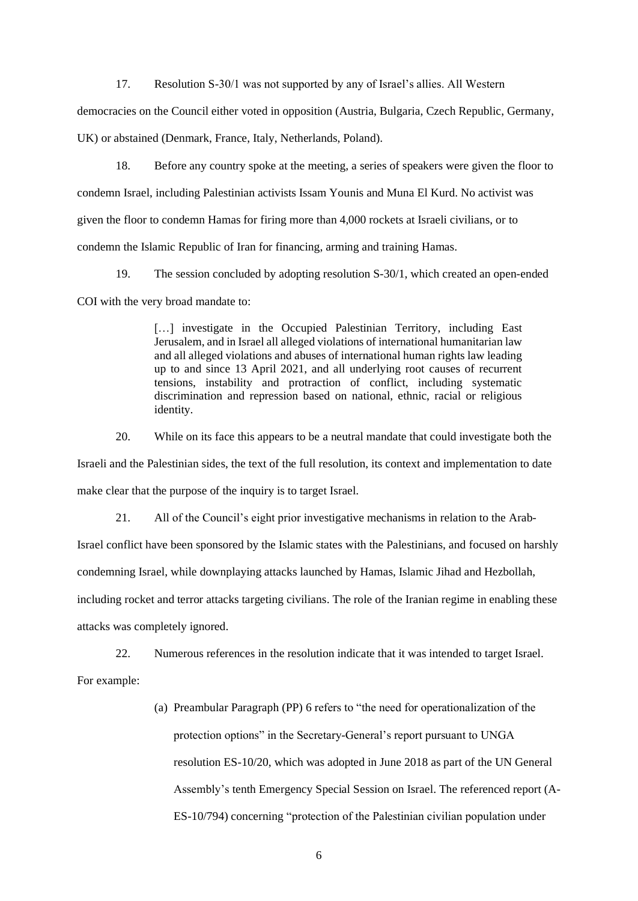17. Resolution S-30/1 was not supported by any of Israel's allies. All Western democracies on the Council either voted in opposition (Austria, Bulgaria, Czech Republic, Germany, UK) or abstained (Denmark, France, Italy, Netherlands, Poland).

18. Before any country spoke at the meeting, a series of speakers were given the floor to condemn Israel, including Palestinian activists Issam Younis and Muna El Kurd. No activist was given the floor to condemn Hamas for firing more than 4,000 rockets at Israeli civilians, or to condemn the Islamic Republic of Iran for financing, arming and training Hamas.

19. The session concluded by adopting resolution S-30/1, which created an open-ended COI with the very broad mandate to:

> […] investigate in the Occupied Palestinian Territory, including East Jerusalem, and in Israel all alleged violations of international humanitarian law and all alleged violations and abuses of international human rights law leading up to and since 13 April 2021, and all underlying root causes of recurrent tensions, instability and protraction of conflict, including systematic discrimination and repression based on national, ethnic, racial or religious identity.

20. While on its face this appears to be a neutral mandate that could investigate both the Israeli and the Palestinian sides, the text of the full resolution, its context and implementation to date make clear that the purpose of the inquiry is to target Israel.

21. All of the Council's eight prior investigative mechanisms in relation to the Arab-Israel conflict have been sponsored by the Islamic states with the Palestinians, and focused on harshly condemning Israel, while downplaying attacks launched by Hamas, Islamic Jihad and Hezbollah, including rocket and terror attacks targeting civilians. The role of the Iranian regime in enabling these attacks was completely ignored.

22. Numerous references in the resolution indicate that it was intended to target Israel. For example:

(a) Preambular Paragraph (PP) 6 refers to "the need for operationalization of the protection options" in the Secretary-General's report pursuant to UNGA resolution ES-10/20, which was adopted in June 2018 as part of the UN General Assembly's tenth Emergency Special Session on Israel. The referenced report (A-ES-10/794) concerning "protection of the Palestinian civilian population under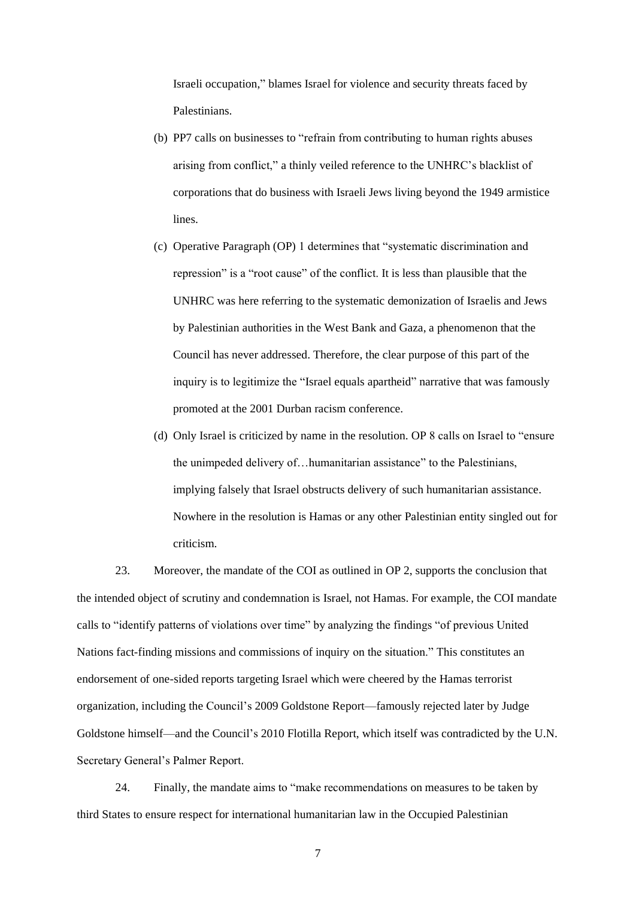Israeli occupation," blames Israel for violence and security threats faced by Palestinians.

(b) PP7 calls on businesses to "refrain from contributing to human rights abuses arising from conflict," a thinly veiled reference to the UNHRC's blacklist of corporations that do business with Israeli Jews living beyond the 1949 armistice lines.

(c) Operative Paragraph (OP) 1 determines that "systematic discrimination and repression" is a "root cause" of the conflict. It is less than plausible that the UNHRC was here referring to the systematic demonization of Israelis and Jews by Palestinian authorities in the West Bank and Gaza, a phenomenon that the Council has never addressed. Therefore, the clear purpose of this part of the inquiry is to legitimize the "Israel equals apartheid" narrative that was famously promoted at the 2001 Durban racism conference.

(d) Only Israel is criticized by name in the resolution. OP 8 calls on Israel to "ensure the unimpeded delivery of…humanitarian assistance" to the Palestinians, implying falsely that Israel obstructs delivery of such humanitarian assistance. Nowhere in the resolution is Hamas or any other Palestinian entity singled out for criticism.

23. Moreover, the mandate of the COI as outlined in OP 2, supports the conclusion that the intended object of scrutiny and condemnation is Israel, not Hamas. For example, the COI mandate calls to "identify patterns of violations over time" by analyzing the findings "of previous United Nations fact-finding missions and commissions of inquiry on the situation." This constitutes an endorsement of one-sided reports targeting Israel which were cheered by the Hamas terrorist organization, including the Council's 2009 Goldstone Report—famously rejected later by Judge Goldstone himself—and the Council's 2010 Flotilla Report, which itself was contradicted by the U.N. Secretary General's Palmer Report.

24. Finally, the mandate aims to "make recommendations on measures to be taken by third States to ensure respect for international humanitarian law in the Occupied Palestinian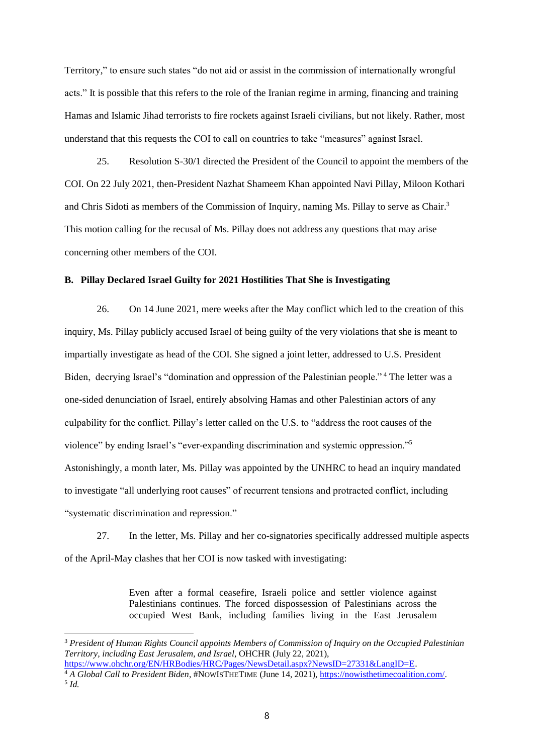Territory," to ensure such states "do not aid or assist in the commission of internationally wrongful acts." It is possible that this refers to the role of the Iranian regime in arming, financing and training Hamas and Islamic Jihad terrorists to fire rockets against Israeli civilians, but not likely. Rather, most understand that this requests the COI to call on countries to take "measures" against Israel.

25. Resolution S-30/1 directed the President of the Council to appoint the members of the COI. On 22 July 2021, then-President Nazhat Shameem Khan appointed Navi Pillay, Miloon Kothari and Chris Sidoti as members of the Commission of Inquiry, naming Ms. Pillay to serve as Chair.[3] This motion calling for the recusal of Ms. Pillay does not address any questions that may arise concerning other members of the COI.

### B. Pillay Declared Israel Guilty for 2021 Hostilities That She is Investigating

26. On 14 June 2021, mere weeks after the May conflict which led to the creation of this inquiry, Ms. Pillay publicly accused Israel of being guilty of the very violations that she is meant to impartially investigate as head of the COI. She signed a joint letter, addressed to U.S. President Biden, decrying Israel's "domination and oppression of the Palestinian people."[4] The letter was a one-sided denunciation of Israel, entirely absolving Hamas and other Palestinian actors of any culpability for the conflict. Pillay's letter called on the U.S. to "address the root causes of the violence" by ending Israel's "ever-expanding discrimination and systemic oppression."[5] Astonishingly, a month later, Ms. Pillay was appointed by the UNHRC to head an inquiry mandated to investigate "all underlying root causes" of recurrent tensions and protracted conflict, including "systematic discrimination and repression."

27. In the letter, Ms. Pillay and her co-signatories specifically addressed multiple aspects of the April-May clashes that her COI is now tasked with investigating:

> Even after a formal ceasefire, Israeli police and settler violence against Palestinians continues. The forced dispossession of Palestinians across the occupied West Bank, including families living in the East Jerusalem

---

[3] *President of Human Rights Council appoints Members of Commission of Inquiry on the Occupied Palestinian Territory, including East Jerusalem, and Israel*, OHCHR (July 22, 2021), https://www.ohchr.org/EN/HRBodies/HRC/Pages/NewsDetail.aspx?NewsID=27331&LangID=E.

[4] *A Global Call to President Biden*, #NOWISTHETIME (June 14, 2021), https://nowisthetimecoalition.com/.

[5] *Id.*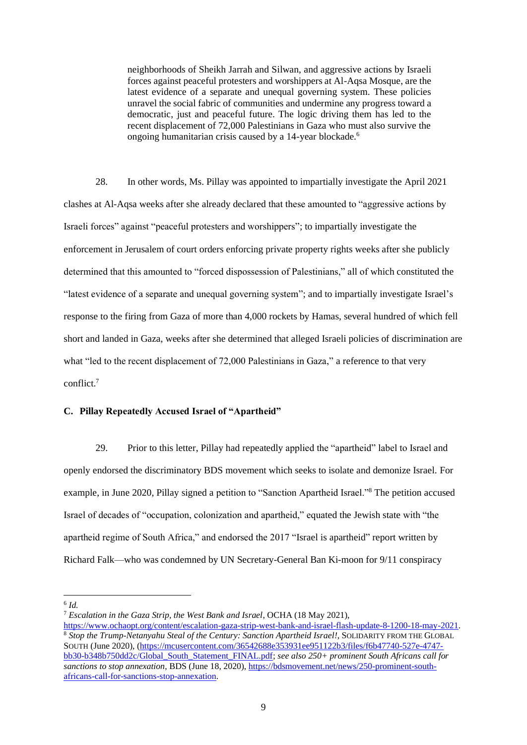> neighborhoods of Sheikh Jarrah and Silwan, and aggressive actions by Israeli forces against peaceful protesters and worshippers at Al-Aqsa Mosque, are the latest evidence of a separate and unequal governing system. These policies unravel the social fabric of communities and undermine any progress toward a democratic, just and peaceful future. The logic driving them has led to the recent displacement of 72,000 Palestinians in Gaza who must also survive the ongoing humanitarian crisis caused by a 14-year blockade.[6]

28. In other words, Ms. Pillay was appointed to impartially investigate the April 2021 clashes at Al-Aqsa weeks after she already declared that these amounted to "aggressive actions by Israeli forces" against "peaceful protesters and worshippers"; to impartially investigate the enforcement in Jerusalem of court orders enforcing private property rights weeks after she publicly determined that this amounted to "forced dispossession of Palestinians," all of which constituted the "latest evidence of a separate and unequal governing system"; and to impartially investigate Israel's response to the firing from Gaza of more than 4,000 rockets by Hamas, several hundred of which fell short and landed in Gaza, weeks after she determined that alleged Israeli policies of discrimination are what "led to the recent displacement of 72,000 Palestinians in Gaza," a reference to that very conflict.[7]

### C. Pillay Repeatedly Accused Israel of "Apartheid"

29. Prior to this letter, Pillay had repeatedly applied the "apartheid" label to Israel and openly endorsed the discriminatory BDS movement which seeks to isolate and demonize Israel. For example, in June 2020, Pillay signed a petition to "Sanction Apartheid Israel."[8] The petition accused Israel of decades of "occupation, colonization and apartheid," equated the Jewish state with "the apartheid regime of South Africa," and endorsed the 2017 "Israel is apartheid" report written by Richard Falk—who was condemned by UN Secretary-General Ban Ki-moon for 9/11 conspiracy

---

[6] *Id.*

[7] *Escalation in the Gaza Strip, the West Bank and Israel*, OCHA (18 May 2021), https://www.ochaopt.org/content/escalation-gaza-strip-west-bank-and-israel-flash-update-8-1200-18-may-2021.

[8] *Stop the Trump-Netanyahu Steal of the Century: Sanction Apartheid Israel!*, SOLIDARITY FROM THE GLOBAL SOUTH (June 2020), (https://mcusercontent.com/36542688e353931ee951122b3/files/f6b47740-527e-4747-bb30-b348b750dd2c/Global_South_Statement_FINAL.pdf; *see also 250+ prominent South Africans call for sanctions to stop annexation*, BDS (June 18, 2020), https://bdsmovement.net/news/250-prominent-south-africans-call-for-sanctions-stop-annexation.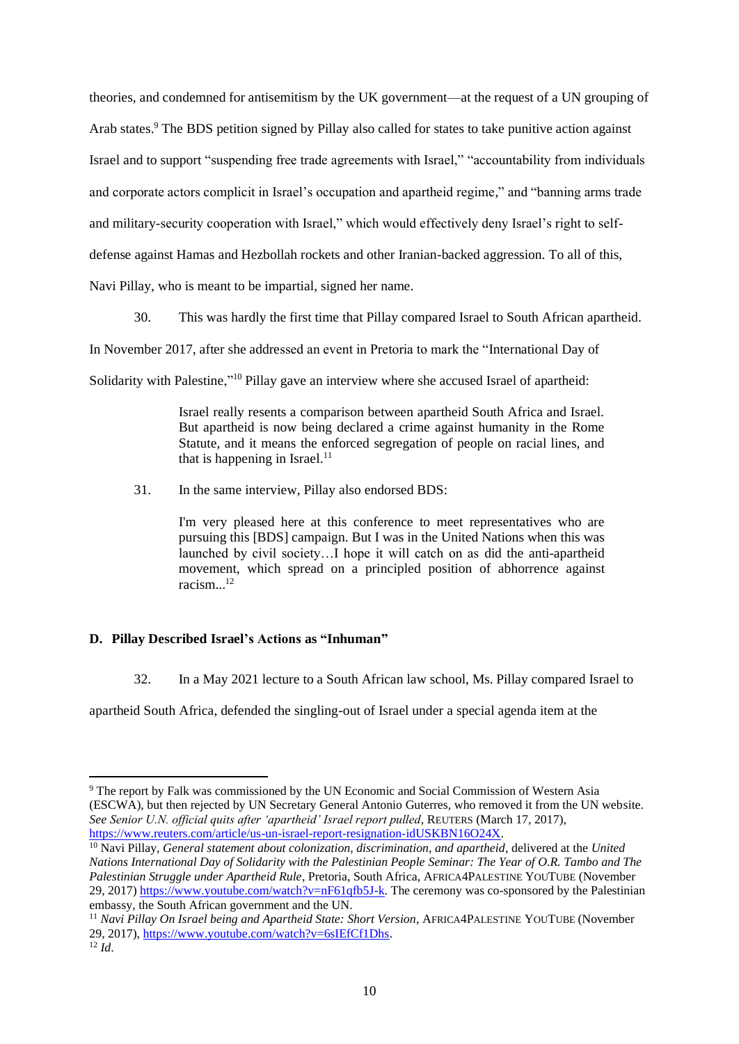theories, and condemned for antisemitism by the UK government—at the request of a UN grouping of Arab states.[9] The BDS petition signed by Pillay also called for states to take punitive action against Israel and to support "suspending free trade agreements with Israel," "accountability from individuals and corporate actors complicit in Israel's occupation and apartheid regime," and "banning arms trade and military-security cooperation with Israel," which would effectively deny Israel's right to self-defense against Hamas and Hezbollah rockets and other Iranian-backed aggression. To all of this, Navi Pillay, who is meant to be impartial, signed her name.

30. This was hardly the first time that Pillay compared Israel to South African apartheid. In November 2017, after she addressed an event in Pretoria to mark the "International Day of Solidarity with Palestine,"[10] Pillay gave an interview where she accused Israel of apartheid:

> Israel really resents a comparison between apartheid South Africa and Israel. But apartheid is now being declared a crime against humanity in the Rome Statute, and it means the enforced segregation of people on racial lines, and that is happening in Israel.[11]

31. In the same interview, Pillay also endorsed BDS:

> I'm very pleased here at this conference to meet representatives who are pursuing this [BDS] campaign. But I was in the United Nations when this was launched by civil society…I hope it will catch on as did the anti-apartheid movement, which spread on a principled position of abhorrence against racism...[12]

### D. Pillay Described Israel's Actions as "Inhuman"

32. In a May 2021 lecture to a South African law school, Ms. Pillay compared Israel to apartheid South Africa, defended the singling-out of Israel under a special agenda item at the

---

[9] The report by Falk was commissioned by the UN Economic and Social Commission of Western Asia (ESCWA), but then rejected by UN Secretary General Antonio Guterres, who removed it from the UN website. *See Senior U.N. official quits after 'apartheid' Israel report pulled*, REUTERS (March 17, 2017), https://www.reuters.com/article/us-un-israel-report-resignation-idUSKBN16O24X.

[10] Navi Pillay, *General statement about colonization, discrimination, and apartheid*, delivered at the *United Nations International Day of Solidarity with the Palestinian People Seminar: The Year of O.R. Tambo and The Palestinian Struggle under Apartheid Rule*, Pretoria, South Africa, AFRICA4PALESTINE YOUTUBE (November 29, 2017) https://www.youtube.com/watch?v=nF61qfb5J-k. The ceremony was co-sponsored by the Palestinian embassy, the South African government and the UN.

[11] *Navi Pillay On Israel being and Apartheid State: Short Version*, AFRICA4PALESTINE YOUTUBE (November 29, 2017), https://www.youtube.com/watch?v=6sIEfCf1Dhs.

[12] *Id.*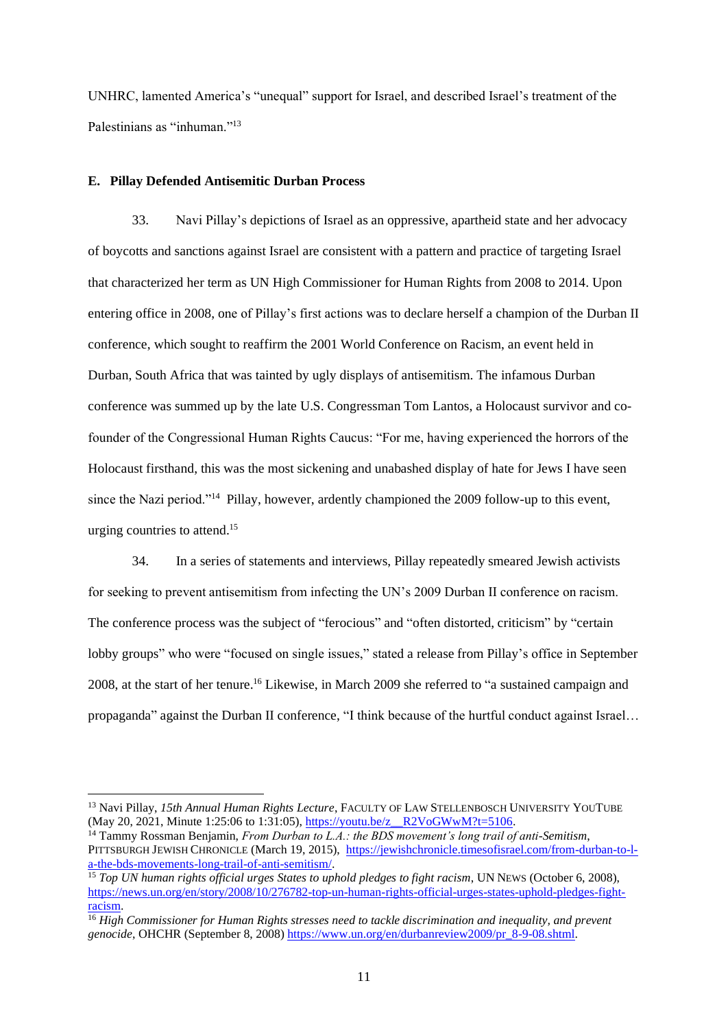UNHRC, lamented America's "unequal" support for Israel, and described Israel's treatment of the Palestinians as "inhuman."[13]

### E. Pillay Defended Antisemitic Durban Process

33. Navi Pillay's depictions of Israel as an oppressive, apartheid state and her advocacy of boycotts and sanctions against Israel are consistent with a pattern and practice of targeting Israel that characterized her term as UN High Commissioner for Human Rights from 2008 to 2014. Upon entering office in 2008, one of Pillay's first actions was to declare herself a champion of the Durban II conference, which sought to reaffirm the 2001 World Conference on Racism, an event held in Durban, South Africa that was tainted by ugly displays of antisemitism. The infamous Durban conference was summed up by the late U.S. Congressman Tom Lantos, a Holocaust survivor and co-founder of the Congressional Human Rights Caucus: "For me, having experienced the horrors of the Holocaust firsthand, this was the most sickening and unabashed display of hate for Jews I have seen since the Nazi period."[14] Pillay, however, ardently championed the 2009 follow-up to this event, urging countries to attend.[15]

34. In a series of statements and interviews, Pillay repeatedly smeared Jewish activists for seeking to prevent antisemitism from infecting the UN's 2009 Durban II conference on racism. The conference process was the subject of "ferocious" and "often distorted, criticism" by "certain lobby groups" who were "focused on single issues," stated a release from Pillay's office in September 2008, at the start of her tenure.[16] Likewise, in March 2009 she referred to "a sustained campaign and propaganda" against the Durban II conference, "I think because of the hurtful conduct against Israel…

---

[13] Navi Pillay, *15th Annual Human Rights Lecture*, FACULTY OF LAW STELLENBOSCH UNIVERSITY YOUTUBE (May 20, 2021, Minute 1:25:06 to 1:31:05), https://youtu.be/z__R2VoGWwM?t=5106.

[14] Tammy Rossman Benjamin, *From Durban to L.A.: the BDS movement's long trail of anti-Semitism*, PITTSBURGH JEWISH CHRONICLE (March 19, 2015), https://jewishchronicle.timesofisrael.com/from-durban-to-l-a-the-bds-movements-long-trail-of-anti-semitism/.

[15] *Top UN human rights official urges States to uphold pledges to fight racism*, UN NEWS (October 6, 2008), https://news.un.org/en/story/2008/10/276782-top-un-human-rights-official-urges-states-uphold-pledges-fight-racism.

[16] *High Commissioner for Human Rights stresses need to tackle discrimination and inequality, and prevent genocide*, OHCHR (September 8, 2008) https://www.un.org/en/durbanreview2009/pr_8-9-08.shtml.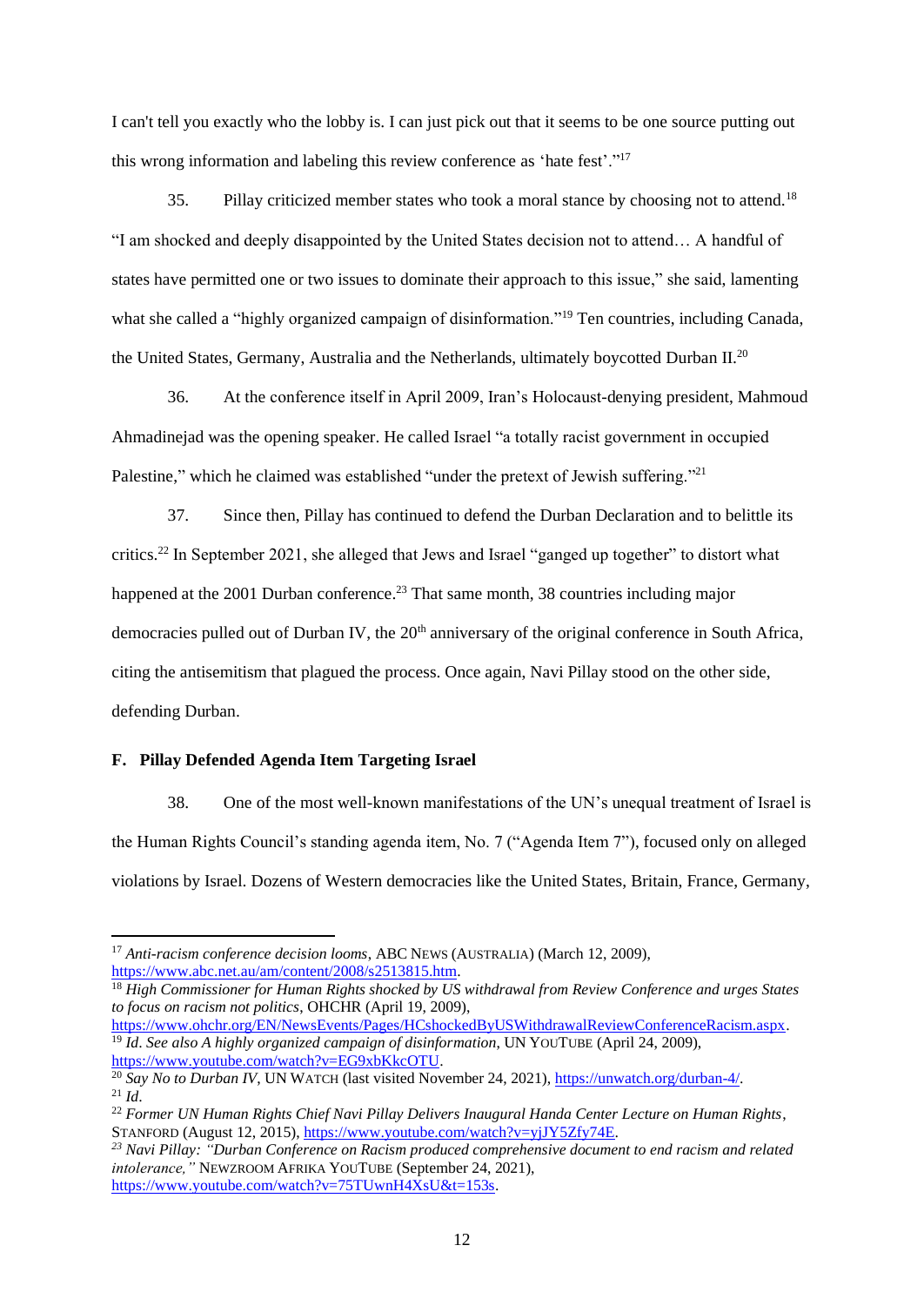I can't tell you exactly who the lobby is. I can just pick out that it seems to be one source putting out this wrong information and labeling this review conference as 'hate fest'."[17]

35. Pillay criticized member states who took a moral stance by choosing not to attend.[18] "I am shocked and deeply disappointed by the United States decision not to attend… A handful of states have permitted one or two issues to dominate their approach to this issue," she said, lamenting what she called a "highly organized campaign of disinformation."[19] Ten countries, including Canada, the United States, Germany, Australia and the Netherlands, ultimately boycotted Durban II.[20]

36. At the conference itself in April 2009, Iran's Holocaust-denying president, Mahmoud Ahmadinejad was the opening speaker. He called Israel "a totally racist government in occupied Palestine," which he claimed was established "under the pretext of Jewish suffering."[21]

37. Since then, Pillay has continued to defend the Durban Declaration and to belittle its critics.[22] In September 2021, she alleged that Jews and Israel "ganged up together" to distort what happened at the 2001 Durban conference.[23] That same month, 38 countries including major democracies pulled out of Durban IV, the 20th anniversary of the original conference in South Africa, citing the antisemitism that plagued the process. Once again, Navi Pillay stood on the other side, defending Durban.

### F. Pillay Defended Agenda Item Targeting Israel

38. One of the most well-known manifestations of the UN's unequal treatment of Israel is the Human Rights Council's standing agenda item, No. 7 ("Agenda Item 7"), focused only on alleged violations by Israel. Dozens of Western democracies like the United States, Britain, France, Germany,

---

[17] *Anti-racism conference decision looms*, ABC NEWS (AUSTRALIA) (March 12, 2009), https://www.abc.net.au/am/content/2008/s2513815.htm.

[18] *High Commissioner for Human Rights shocked by US withdrawal from Review Conference and urges States to focus on racism not politics*, OHCHR (April 19, 2009), https://www.ohchr.org/EN/NewsEvents/Pages/HCshockedByUSWithdrawalReviewConferenceRacism.aspx.

[19] *Id*. *See also A highly organized campaign of disinformation*, UN YOUTUBE (April 24, 2009), https://www.youtube.com/watch?v=EG9xbKkcOTU.

[20] *Say No to Durban IV*, UN WATCH (last visited November 24, 2021), https://unwatch.org/durban-4/.

[21] *Id*.

[22] *Former UN Human Rights Chief Navi Pillay Delivers Inaugural Handa Center Lecture on Human Rights*, STANFORD (August 12, 2015), https://www.youtube.com/watch?v=yjJY5Zfy74E.

[23] *Navi Pillay: "Durban Conference on Racism produced comprehensive document to end racism and related intolerance,"* NEWZROOM AFRIKA YOUTUBE (September 24, 2021), https://www.youtube.com/watch?v=75TUwnH4XsU&t=153s.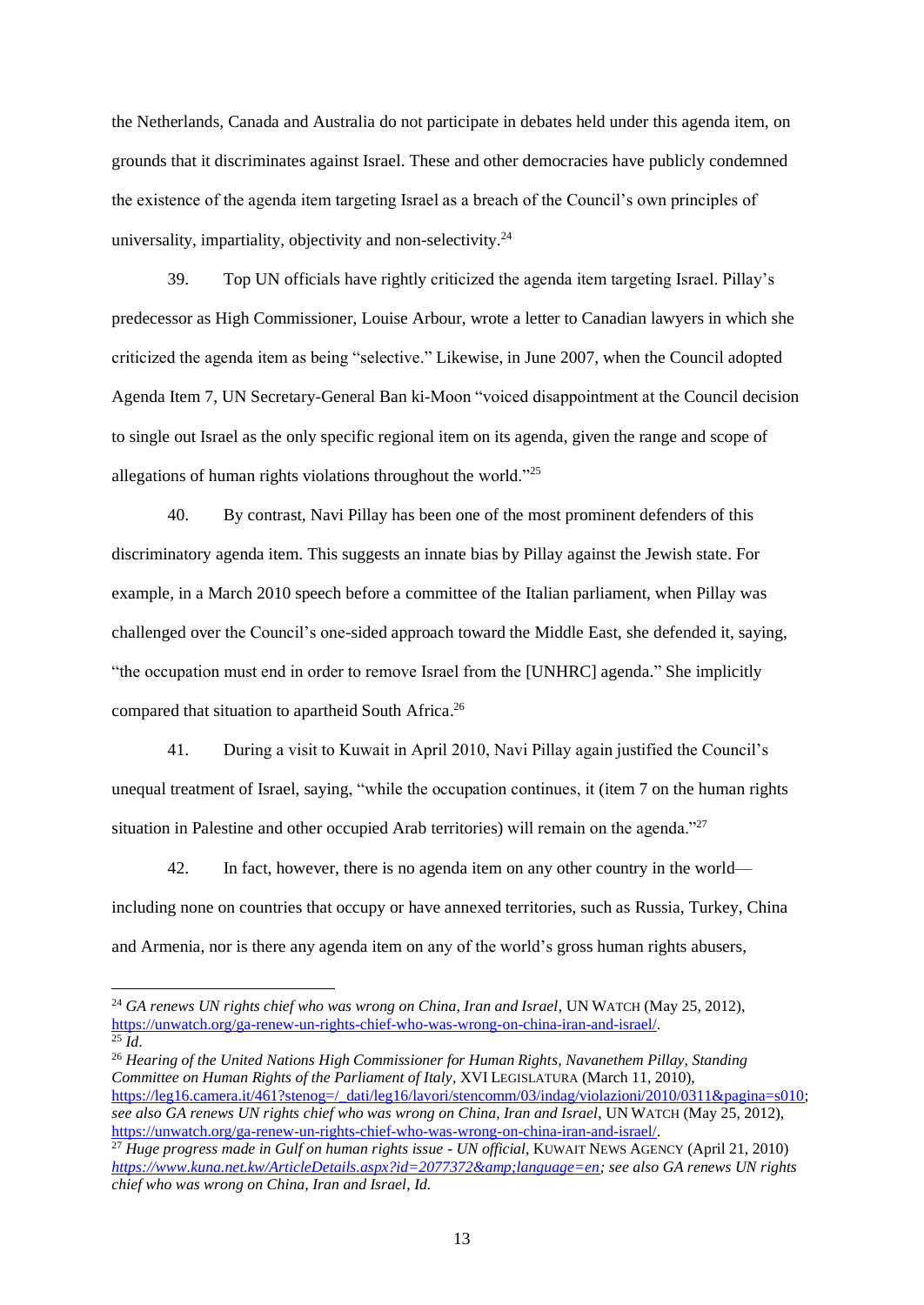the Netherlands, Canada and Australia do not participate in debates held under this agenda item, on grounds that it discriminates against Israel. These and other democracies have publicly condemned the existence of the agenda item targeting Israel as a breach of the Council's own principles of universality, impartiality, objectivity and non-selectivity.[24]

39. Top UN officials have rightly criticized the agenda item targeting Israel. Pillay's predecessor as High Commissioner, Louise Arbour, wrote a letter to Canadian lawyers in which she criticized the agenda item as being "selective." Likewise, in June 2007, when the Council adopted Agenda Item 7, UN Secretary-General Ban ki-Moon "voiced disappointment at the Council decision to single out Israel as the only specific regional item on its agenda, given the range and scope of allegations of human rights violations throughout the world."[25]

40. By contrast, Navi Pillay has been one of the most prominent defenders of this discriminatory agenda item. This suggests an innate bias by Pillay against the Jewish state. For example, in a March 2010 speech before a committee of the Italian parliament, when Pillay was challenged over the Council's one-sided approach toward the Middle East, she defended it, saying, "the occupation must end in order to remove Israel from the [UNHRC] agenda." She implicitly compared that situation to apartheid South Africa.[26]

41. During a visit to Kuwait in April 2010, Navi Pillay again justified the Council's unequal treatment of Israel, saying, "while the occupation continues, it (item 7 on the human rights situation in Palestine and other occupied Arab territories) will remain on the agenda."[27]

42. In fact, however, there is no agenda item on any other country in the world—including none on countries that occupy or have annexed territories, such as Russia, Turkey, China and Armenia, nor is there any agenda item on any of the world's gross human rights abusers,

---

[24] *GA renews UN rights chief who was wrong on China, Iran and Israel*, UN WATCH (May 25, 2012), https://unwatch.org/ga-renew-un-rights-chief-who-was-wrong-on-china-iran-and-israel/.

[25] *Id*.

[26] *Hearing of the United Nations High Commissioner for Human Rights, Navanethem Pillay, Standing Committee on Human Rights of the Parliament of Italy*, XVI LEGISLATURA (March 11, 2010), https://leg16.camera.it/461?stenog=/_dati/leg16/lavori/stencomm/03/indag/violazioni/2010/0311&pagina=s010; *see also GA renews UN rights chief who was wrong on China, Iran and Israel*, UN WATCH (May 25, 2012), https://unwatch.org/ga-renew-un-rights-chief-who-was-wrong-on-china-iran-and-israel/.

[27] *Huge progress made in Gulf on human rights issue - UN official*, KUWAIT NEWS AGENCY (April 21, 2010) *https://www.kuna.net.kw/ArticleDetails.aspx?id=2077372&amp;language=en*; *see also GA renews UN rights chief who was wrong on China, Iran and Israel, Id.*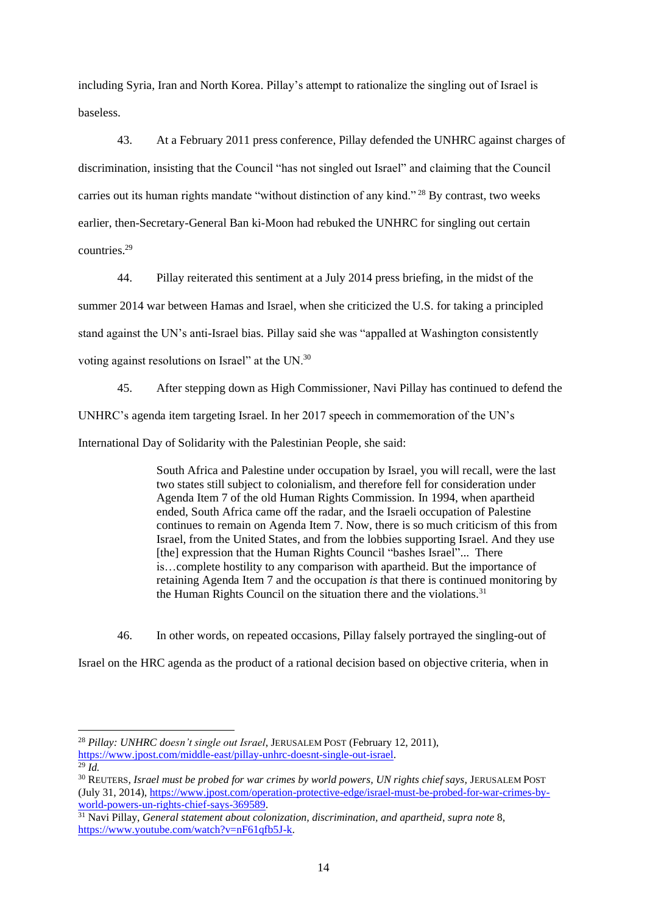including Syria, Iran and North Korea. Pillay's attempt to rationalize the singling out of Israel is baseless.

43. At a February 2011 press conference, Pillay defended the UNHRC against charges of discrimination, insisting that the Council "has not singled out Israel" and claiming that the Council carries out its human rights mandate "without distinction of any kind." [28] By contrast, two weeks earlier, then-Secretary-General Ban ki-Moon had rebuked the UNHRC for singling out certain countries.[29]

44. Pillay reiterated this sentiment at a July 2014 press briefing, in the midst of the summer 2014 war between Hamas and Israel, when she criticized the U.S. for taking a principled stand against the UN's anti-Israel bias. Pillay said she was "appalled at Washington consistently voting against resolutions on Israel" at the UN.[30]

45. After stepping down as High Commissioner, Navi Pillay has continued to defend the UNHRC's agenda item targeting Israel. In her 2017 speech in commemoration of the UN's International Day of Solidarity with the Palestinian People, she said:

> South Africa and Palestine under occupation by Israel, you will recall, were the last two states still subject to colonialism, and therefore fell for consideration under Agenda Item 7 of the old Human Rights Commission. In 1994, when apartheid ended, South Africa came off the radar, and the Israeli occupation of Palestine continues to remain on Agenda Item 7. Now, there is so much criticism of this from Israel, from the United States, and from the lobbies supporting Israel. And they use [the] expression that the Human Rights Council "bashes Israel"... There is…complete hostility to any comparison with apartheid. But the importance of retaining Agenda Item 7 and the occupation *is* that there is continued monitoring by the Human Rights Council on the situation there and the violations.[31]

46. In other words, on repeated occasions, Pillay falsely portrayed the singling-out of Israel on the HRC agenda as the product of a rational decision based on objective criteria, when in

---

[28] *Pillay: UNHRC doesn't single out Israel*, JERUSALEM POST (February 12, 2011), https://www.jpost.com/middle-east/pillay-unhrc-doesnt-single-out-israel.

[29] *Id.*

[30] REUTERS, *Israel must be probed for war crimes by world powers, UN rights chief says*, JERUSALEM POST (July 31, 2014), https://www.jpost.com/operation-protective-edge/israel-must-be-probed-for-war-crimes-by-world-powers-un-rights-chief-says-369589.

[31] Navi Pillay, *General statement about colonization, discrimination, and apartheid*, *supra note* 8, https://www.youtube.com/watch?v=nF61qfb5J-k.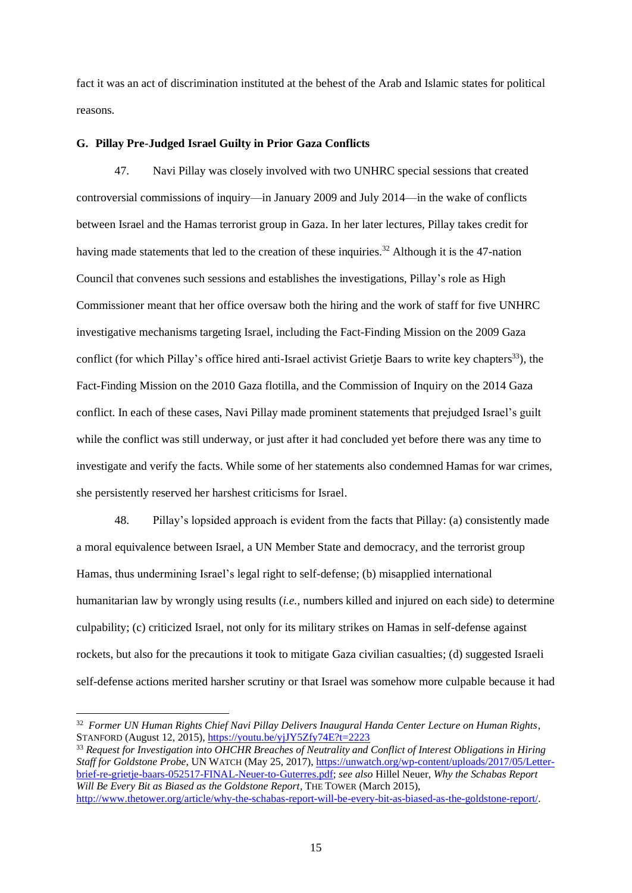fact it was an act of discrimination instituted at the behest of the Arab and Islamic states for political reasons.

### G. Pillay Pre-Judged Israel Guilty in Prior Gaza Conflicts

47. Navi Pillay was closely involved with two UNHRC special sessions that created controversial commissions of inquiry—in January 2009 and July 2014—in the wake of conflicts between Israel and the Hamas terrorist group in Gaza. In her later lectures, Pillay takes credit for having made statements that led to the creation of these inquiries.[32] Although it is the 47-nation Council that convenes such sessions and establishes the investigations, Pillay's role as High Commissioner meant that her office oversaw both the hiring and the work of staff for five UNHRC investigative mechanisms targeting Israel, including the Fact-Finding Mission on the 2009 Gaza conflict (for which Pillay's office hired anti-Israel activist Grietje Baars to write key chapters[33]), the Fact-Finding Mission on the 2010 Gaza flotilla, and the Commission of Inquiry on the 2014 Gaza conflict. In each of these cases, Navi Pillay made prominent statements that prejudged Israel's guilt while the conflict was still underway, or just after it had concluded yet before there was any time to investigate and verify the facts. While some of her statements also condemned Hamas for war crimes, she persistently reserved her harshest criticisms for Israel.

48. Pillay's lopsided approach is evident from the facts that Pillay: (a) consistently made a moral equivalence between Israel, a UN Member State and democracy, and the terrorist group Hamas, thus undermining Israel's legal right to self-defense; (b) misapplied international humanitarian law by wrongly using results (*i.e.*, numbers killed and injured on each side) to determine culpability; (c) criticized Israel, not only for its military strikes on Hamas in self-defense against rockets, but also for the precautions it took to mitigate Gaza civilian casualties; (d) suggested Israeli self-defense actions merited harsher scrutiny or that Israel was somehow more culpable because it had

---

[32] *Former UN Human Rights Chief Navi Pillay Delivers Inaugural Handa Center Lecture on Human Rights*, STANFORD (August 12, 2015), https://youtu.be/yjJY5Zfy74E?t=2223

[33] *Request for Investigation into OHCHR Breaches of Neutrality and Conflict of Interest Obligations in Hiring Staff for Goldstone Probe*, UN WATCH (May 25, 2017), https://unwatch.org/wp-content/uploads/2017/05/Letter-brief-re-grietje-baars-052517-FINAL-Neuer-to-Guterres.pdf; *see also* Hillel Neuer, *Why the Schabas Report Will Be Every Bit as Biased as the Goldstone Report*, THE TOWER (March 2015), http://www.thetower.org/article/why-the-schabas-report-will-be-every-bit-as-biased-as-the-goldstone-report/.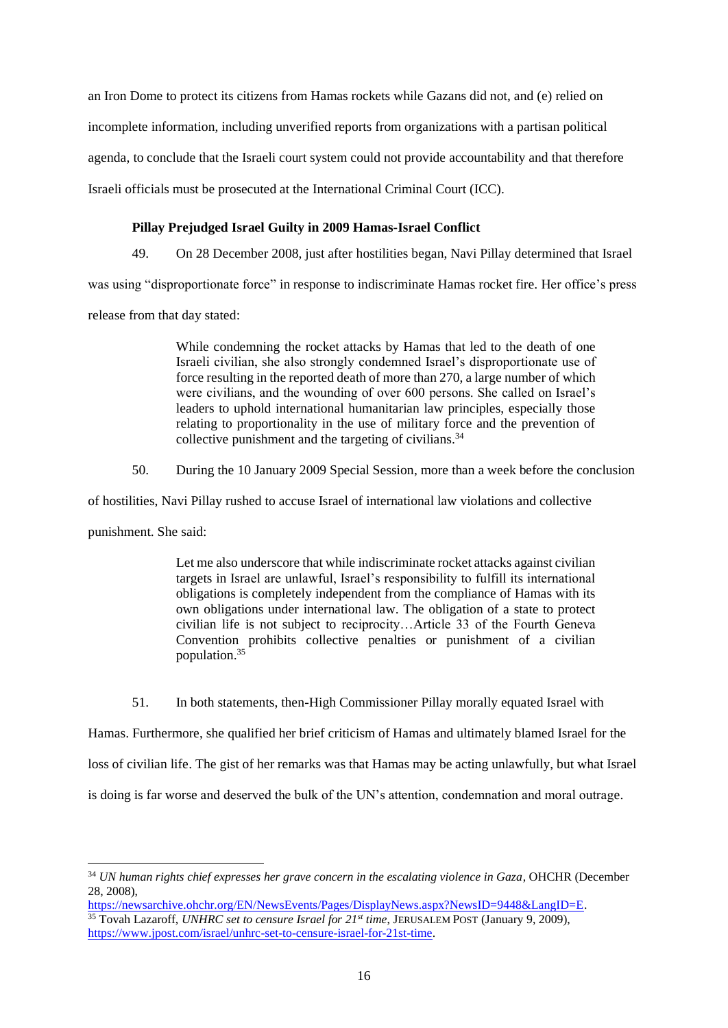an Iron Dome to protect its citizens from Hamas rockets while Gazans did not, and (e) relied on incomplete information, including unverified reports from organizations with a partisan political agenda, to conclude that the Israeli court system could not provide accountability and that therefore Israeli officials must be prosecuted at the International Criminal Court (ICC).

**Pillay Prejudged Israel Guilty in 2009 Hamas-Israel Conflict**

49. On 28 December 2008, just after hostilities began, Navi Pillay determined that Israel was using "disproportionate force" in response to indiscriminate Hamas rocket fire. Her office's press release from that day stated:

> While condemning the rocket attacks by Hamas that led to the death of one Israeli civilian, she also strongly condemned Israel's disproportionate use of force resulting in the reported death of more than 270, a large number of which were civilians, and the wounding of over 600 persons. She called on Israel's leaders to uphold international humanitarian law principles, especially those relating to proportionality in the use of military force and the prevention of collective punishment and the targeting of civilians.[34]

50. During the 10 January 2009 Special Session, more than a week before the conclusion of hostilities, Navi Pillay rushed to accuse Israel of international law violations and collective punishment. She said:

> Let me also underscore that while indiscriminate rocket attacks against civilian targets in Israel are unlawful, Israel's responsibility to fulfill its international obligations is completely independent from the compliance of Hamas with its own obligations under international law. The obligation of a state to protect civilian life is not subject to reciprocity…Article 33 of the Fourth Geneva Convention prohibits collective penalties or punishment of a civilian population.[35]

51. In both statements, then-High Commissioner Pillay morally equated Israel with Hamas. Furthermore, she qualified her brief criticism of Hamas and ultimately blamed Israel for the loss of civilian life. The gist of her remarks was that Hamas may be acting unlawfully, but what Israel is doing is far worse and deserved the bulk of the UN's attention, condemnation and moral outrage.

---

[34] *UN human rights chief expresses her grave concern in the escalating violence in Gaza*, OHCHR (December 28, 2008), https://newsarchive.ohchr.org/EN/NewsEvents/Pages/DisplayNews.aspx?NewsID=9448&LangID=E.

[35] Tovah Lazaroff, *UNHRC set to censure Israel for 21st time*, JERUSALEM POST (January 9, 2009), https://www.jpost.com/israel/unhrc-set-to-censure-israel-for-21st-time.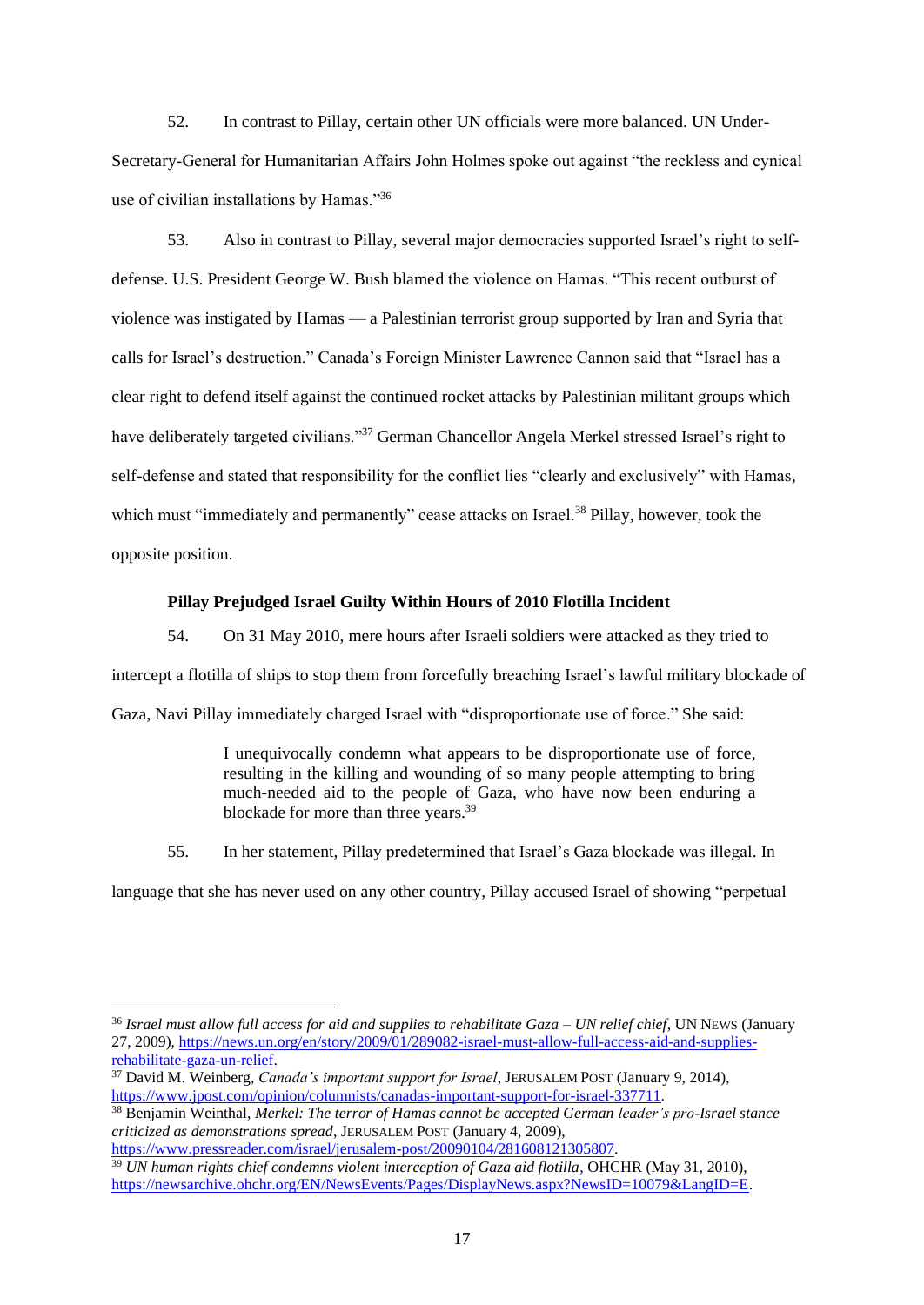52. In contrast to Pillay, certain other UN officials were more balanced. UN Under-Secretary-General for Humanitarian Affairs John Holmes spoke out against "the reckless and cynical use of civilian installations by Hamas."[36]

53. Also in contrast to Pillay, several major democracies supported Israel's right to self-defense. U.S. President George W. Bush blamed the violence on Hamas. "This recent outburst of violence was instigated by Hamas — a Palestinian terrorist group supported by Iran and Syria that calls for Israel's destruction." Canada's Foreign Minister Lawrence Cannon said that "Israel has a clear right to defend itself against the continued rocket attacks by Palestinian militant groups which have deliberately targeted civilians."[37] German Chancellor Angela Merkel stressed Israel's right to self-defense and stated that responsibility for the conflict lies "clearly and exclusively" with Hamas, which must "immediately and permanently" cease attacks on Israel.[38] Pillay, however, took the opposite position.

**Pillay Prejudged Israel Guilty Within Hours of 2010 Flotilla Incident**

54. On 31 May 2010, mere hours after Israeli soldiers were attacked as they tried to intercept a flotilla of ships to stop them from forcefully breaching Israel's lawful military blockade of Gaza, Navi Pillay immediately charged Israel with "disproportionate use of force." She said:

> I unequivocally condemn what appears to be disproportionate use of force, resulting in the killing and wounding of so many people attempting to bring much-needed aid to the people of Gaza, who have now been enduring a blockade for more than three years.[39]

55. In her statement, Pillay predetermined that Israel's Gaza blockade was illegal. In language that she has never used on any other country, Pillay accused Israel of showing "perpetual

---

[36] *Israel must allow full access for aid and supplies to rehabilitate Gaza – UN relief chief*, UN NEWS (January 27, 2009), https://news.un.org/en/story/2009/01/289082-israel-must-allow-full-access-aid-and-supplies-rehabilitate-gaza-un-relief.

[37] David M. Weinberg, *Canada's important support for Israel*, JERUSALEM POST (January 9, 2014), https://www.jpost.com/opinion/columnists/canadas-important-support-for-israel-337711.

[38] Benjamin Weinthal, *Merkel: The terror of Hamas cannot be accepted German leader's pro-Israel stance criticized as demonstrations spread*, JERUSALEM POST (January 4, 2009), https://www.pressreader.com/israel/jerusalem-post/20090104/281608121305807.

[39] *UN human rights chief condemns violent interception of Gaza aid flotilla*, OHCHR (May 31, 2010), https://newsarchive.ohchr.org/EN/NewsEvents/Pages/DisplayNews.aspx?NewsID=10079&LangID=E.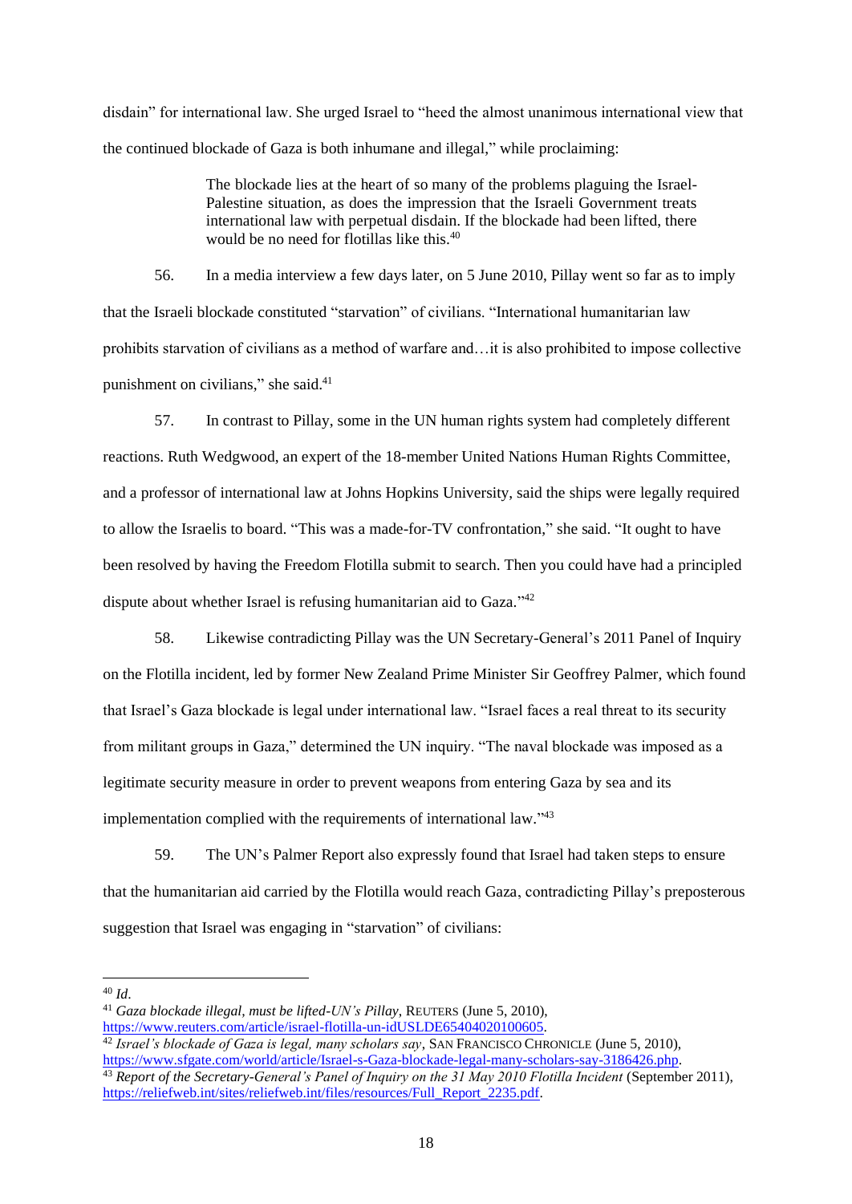disdain" for international law. She urged Israel to "heed the almost unanimous international view that the continued blockade of Gaza is both inhumane and illegal," while proclaiming:

> The blockade lies at the heart of so many of the problems plaguing the Israel-Palestine situation, as does the impression that the Israeli Government treats international law with perpetual disdain. If the blockade had been lifted, there would be no need for flotillas like this.[40]

56. In a media interview a few days later, on 5 June 2010, Pillay went so far as to imply that the Israeli blockade constituted "starvation" of civilians. "International humanitarian law prohibits starvation of civilians as a method of warfare and…it is also prohibited to impose collective punishment on civilians," she said.[41]

57. In contrast to Pillay, some in the UN human rights system had completely different reactions. Ruth Wedgwood, an expert of the 18-member United Nations Human Rights Committee, and a professor of international law at Johns Hopkins University, said the ships were legally required to allow the Israelis to board. "This was a made-for-TV confrontation," she said. "It ought to have been resolved by having the Freedom Flotilla submit to search. Then you could have had a principled dispute about whether Israel is refusing humanitarian aid to Gaza."[42]

58. Likewise contradicting Pillay was the UN Secretary-General's 2011 Panel of Inquiry on the Flotilla incident, led by former New Zealand Prime Minister Sir Geoffrey Palmer, which found that Israel's Gaza blockade is legal under international law. "Israel faces a real threat to its security from militant groups in Gaza," determined the UN inquiry. "The naval blockade was imposed as a legitimate security measure in order to prevent weapons from entering Gaza by sea and its implementation complied with the requirements of international law."[43]

59. The UN's Palmer Report also expressly found that Israel had taken steps to ensure that the humanitarian aid carried by the Flotilla would reach Gaza, contradicting Pillay's preposterous suggestion that Israel was engaging in "starvation" of civilians:

---

[40] *Id.*

[41] *Gaza blockade illegal, must be lifted-UN's Pillay*, REUTERS (June 5, 2010), https://www.reuters.com/article/israel-flotilla-un-idUSLDE65404020100605.

[42] *Israel's blockade of Gaza is legal, many scholars say*, SAN FRANCISCO CHRONICLE (June 5, 2010), https://www.sfgate.com/world/article/Israel-s-Gaza-blockade-legal-many-scholars-say-3186426.php.

[43] *Report of the Secretary-General's Panel of Inquiry on the 31 May 2010 Flotilla Incident* (September 2011), https://reliefweb.int/sites/reliefweb.int/files/resources/Full_Report_2235.pdf.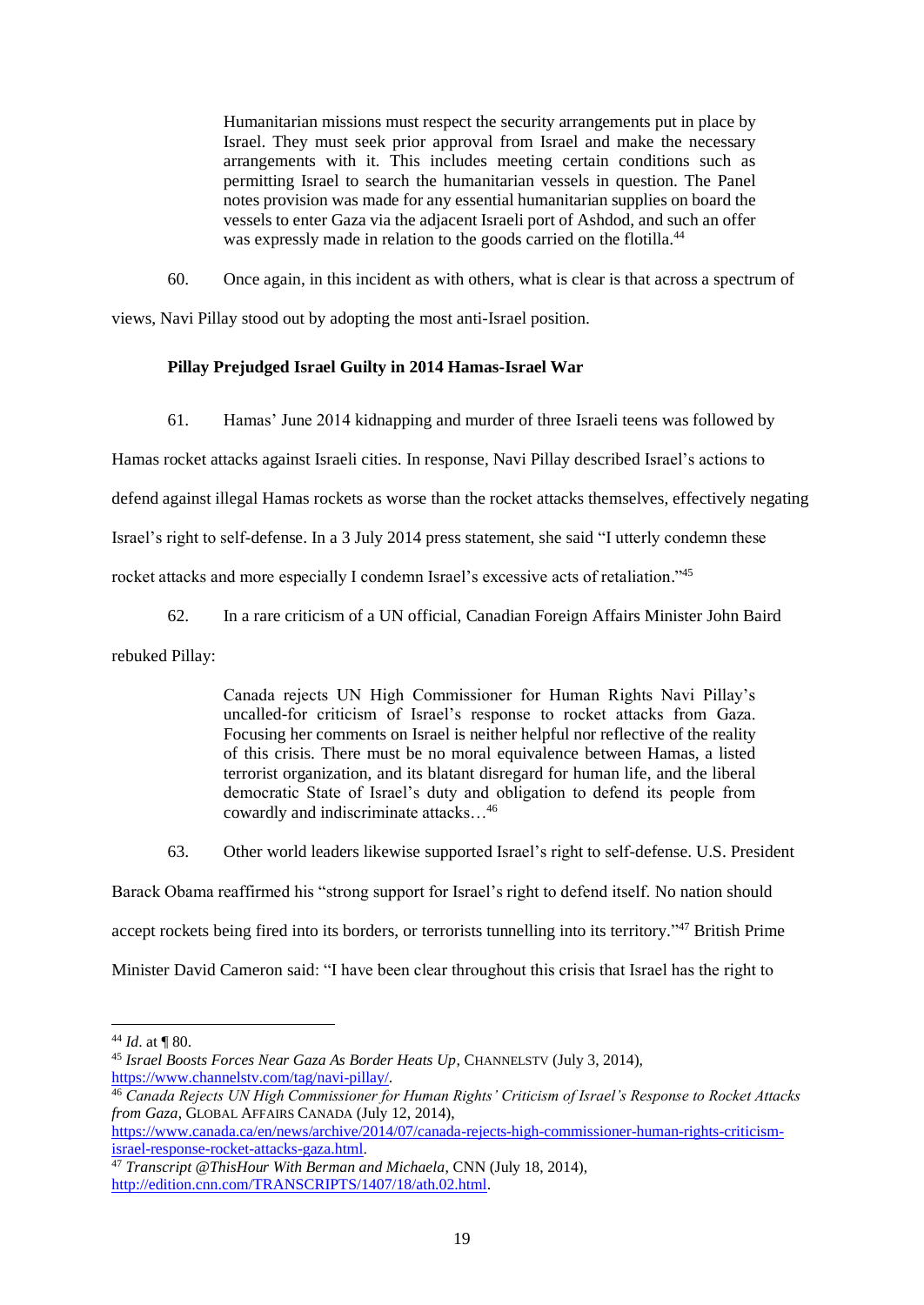> Humanitarian missions must respect the security arrangements put in place by Israel. They must seek prior approval from Israel and make the necessary arrangements with it. This includes meeting certain conditions such as permitting Israel to search the humanitarian vessels in question. The Panel notes provision was made for any essential humanitarian supplies on board the vessels to enter Gaza via the adjacent Israeli port of Ashdod, and such an offer was expressly made in relation to the goods carried on the flotilla.[44]

60. Once again, in this incident as with others, what is clear is that across a spectrum of views, Navi Pillay stood out by adopting the most anti-Israel position.

**Pillay Prejudged Israel Guilty in 2014 Hamas-Israel War**

61. Hamas' June 2014 kidnapping and murder of three Israeli teens was followed by Hamas rocket attacks against Israeli cities. In response, Navi Pillay described Israel's actions to defend against illegal Hamas rockets as worse than the rocket attacks themselves, effectively negating Israel's right to self-defense. In a 3 July 2014 press statement, she said "I utterly condemn these rocket attacks and more especially I condemn Israel's excessive acts of retaliation."[45]

62. In a rare criticism of a UN official, Canadian Foreign Affairs Minister John Baird rebuked Pillay:

> Canada rejects UN High Commissioner for Human Rights Navi Pillay's uncalled-for criticism of Israel's response to rocket attacks from Gaza. Focusing her comments on Israel is neither helpful nor reflective of the reality of this crisis. There must be no moral equivalence between Hamas, a listed terrorist organization, and its blatant disregard for human life, and the liberal democratic State of Israel's duty and obligation to defend its people from cowardly and indiscriminate attacks…[46]

63. Other world leaders likewise supported Israel's right to self-defense. U.S. President Barack Obama reaffirmed his "strong support for Israel's right to defend itself. No nation should accept rockets being fired into its borders, or terrorists tunnelling into its territory."[47] British Prime Minister David Cameron said: "I have been clear throughout this crisis that Israel has the right to

---

[44] *Id.* at ¶ 80.

[45] *Israel Boosts Forces Near Gaza As Border Heats Up*, CHANNELSTV (July 3, 2014), https://www.channelstv.com/tag/navi-pillay/.

[46] *Canada Rejects UN High Commissioner for Human Rights' Criticism of Israel's Response to Rocket Attacks from Gaza*, GLOBAL AFFAIRS CANADA (July 12, 2014), https://www.canada.ca/en/news/archive/2014/07/canada-rejects-high-commissioner-human-rights-criticism-israel-response-rocket-attacks-gaza.html.

[47] *Transcript @ThisHour With Berman and Michaela*, CNN (July 18, 2014), http://edition.cnn.com/TRANSCRIPTS/1407/18/ath.02.html.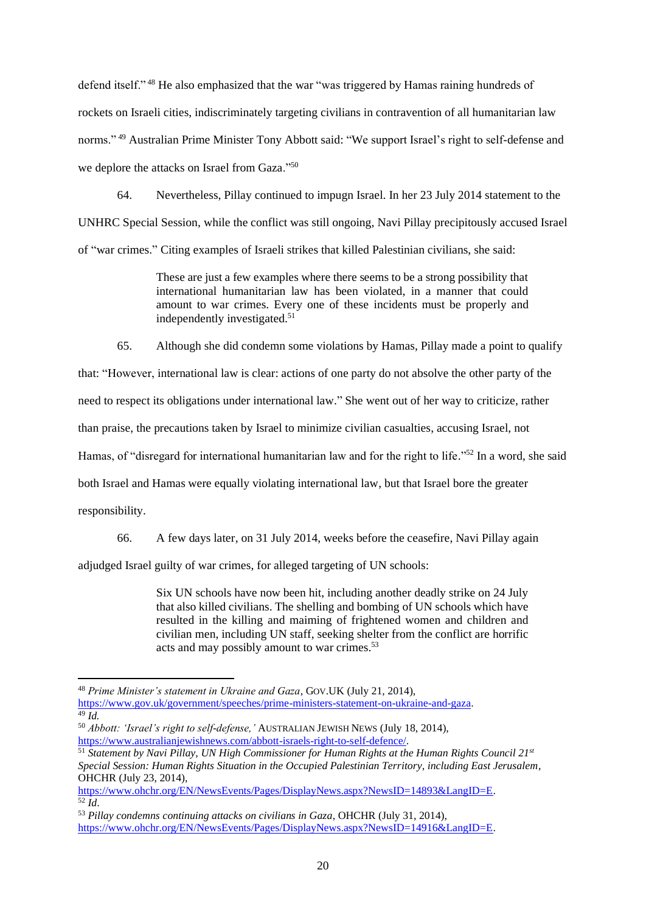defend itself."[48] He also emphasized that the war "was triggered by Hamas raining hundreds of rockets on Israeli cities, indiscriminately targeting civilians in contravention of all humanitarian law norms."[49] Australian Prime Minister Tony Abbott said: "We support Israel's right to self-defense and we deplore the attacks on Israel from Gaza."[50]

64. Nevertheless, Pillay continued to impugn Israel. In her 23 July 2014 statement to the UNHRC Special Session, while the conflict was still ongoing, Navi Pillay precipitously accused Israel of "war crimes." Citing examples of Israeli strikes that killed Palestinian civilians, she said:

> These are just a few examples where there seems to be a strong possibility that international humanitarian law has been violated, in a manner that could amount to war crimes. Every one of these incidents must be properly and independently investigated.[51]

65. Although she did condemn some violations by Hamas, Pillay made a point to qualify that: "However, international law is clear: actions of one party do not absolve the other party of the need to respect its obligations under international law." She went out of her way to criticize, rather than praise, the precautions taken by Israel to minimize civilian casualties, accusing Israel, not Hamas, of "disregard for international humanitarian law and for the right to life."[52] In a word, she said both Israel and Hamas were equally violating international law, but that Israel bore the greater responsibility.

66. A few days later, on 31 July 2014, weeks before the ceasefire, Navi Pillay again adjudged Israel guilty of war crimes, for alleged targeting of UN schools:

> Six UN schools have now been hit, including another deadly strike on 24 July that also killed civilians. The shelling and bombing of UN schools which have resulted in the killing and maiming of frightened women and children and civilian men, including UN staff, seeking shelter from the conflict are horrific acts and may possibly amount to war crimes.[53]

---

[48] *Prime Minister's statement in Ukraine and Gaza*, GOV.UK (July 21, 2014), https://www.gov.uk/government/speeches/prime-ministers-statement-on-ukraine-and-gaza.

[49] *Id.*

[50] *Abbott: 'Israel's right to self-defense,'* AUSTRALIAN JEWISH NEWS (July 18, 2014), https://www.australianjewishnews.com/abbott-israels-right-to-self-defence/.

[51] *Statement by Navi Pillay, UN High Commissioner for Human Rights at the Human Rights Council 21st Special Session: Human Rights Situation in the Occupied Palestinian Territory, including East Jerusalem*, OHCHR (July 23, 2014), https://www.ohchr.org/EN/NewsEvents/Pages/DisplayNews.aspx?NewsID=14893&LangID=E.

[52] *Id.*

[53] *Pillay condemns continuing attacks on civilians in Gaza*, OHCHR (July 31, 2014), https://www.ohchr.org/EN/NewsEvents/Pages/DisplayNews.aspx?NewsID=14916&LangID=E.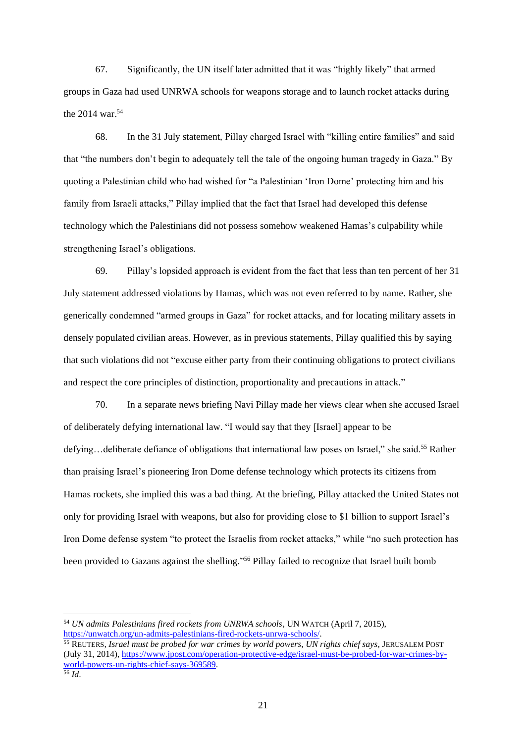67. Significantly, the UN itself later admitted that it was "highly likely" that armed groups in Gaza had used UNRWA schools for weapons storage and to launch rocket attacks during the 2014 war.[54]

68. In the 31 July statement, Pillay charged Israel with "killing entire families" and said that "the numbers don't begin to adequately tell the tale of the ongoing human tragedy in Gaza." By quoting a Palestinian child who had wished for "a Palestinian 'Iron Dome' protecting him and his family from Israeli attacks," Pillay implied that the fact that Israel had developed this defense technology which the Palestinians did not possess somehow weakened Hamas's culpability while strengthening Israel's obligations.

69. Pillay's lopsided approach is evident from the fact that less than ten percent of her 31 July statement addressed violations by Hamas, which was not even referred to by name. Rather, she generically condemned "armed groups in Gaza" for rocket attacks, and for locating military assets in densely populated civilian areas. However, as in previous statements, Pillay qualified this by saying that such violations did not "excuse either party from their continuing obligations to protect civilians and respect the core principles of distinction, proportionality and precautions in attack."

70. In a separate news briefing Navi Pillay made her views clear when she accused Israel of deliberately defying international law. "I would say that they [Israel] appear to be defying…deliberate defiance of obligations that international law poses on Israel," she said.[55] Rather than praising Israel's pioneering Iron Dome defense technology which protects its citizens from Hamas rockets, she implied this was a bad thing. At the briefing, Pillay attacked the United States not only for providing Israel with weapons, but also for providing close to $1 billion to support Israel's Iron Dome defense system "to protect the Israelis from rocket attacks," while "no such protection has been provided to Gazans against the shelling."[56] Pillay failed to recognize that Israel built bomb

---

[54] *UN admits Palestinians fired rockets from UNRWA schools*, UN WATCH (April 7, 2015), https://unwatch.org/un-admits-palestinians-fired-rockets-unrwa-schools/.

[55] REUTERS, *Israel must be probed for war crimes by world powers, UN rights chief says*, JERUSALEM POST (July 31, 2014), https://www.jpost.com/operation-protective-edge/israel-must-be-probed-for-war-crimes-by-world-powers-un-rights-chief-says-369589.

[56] *Id*.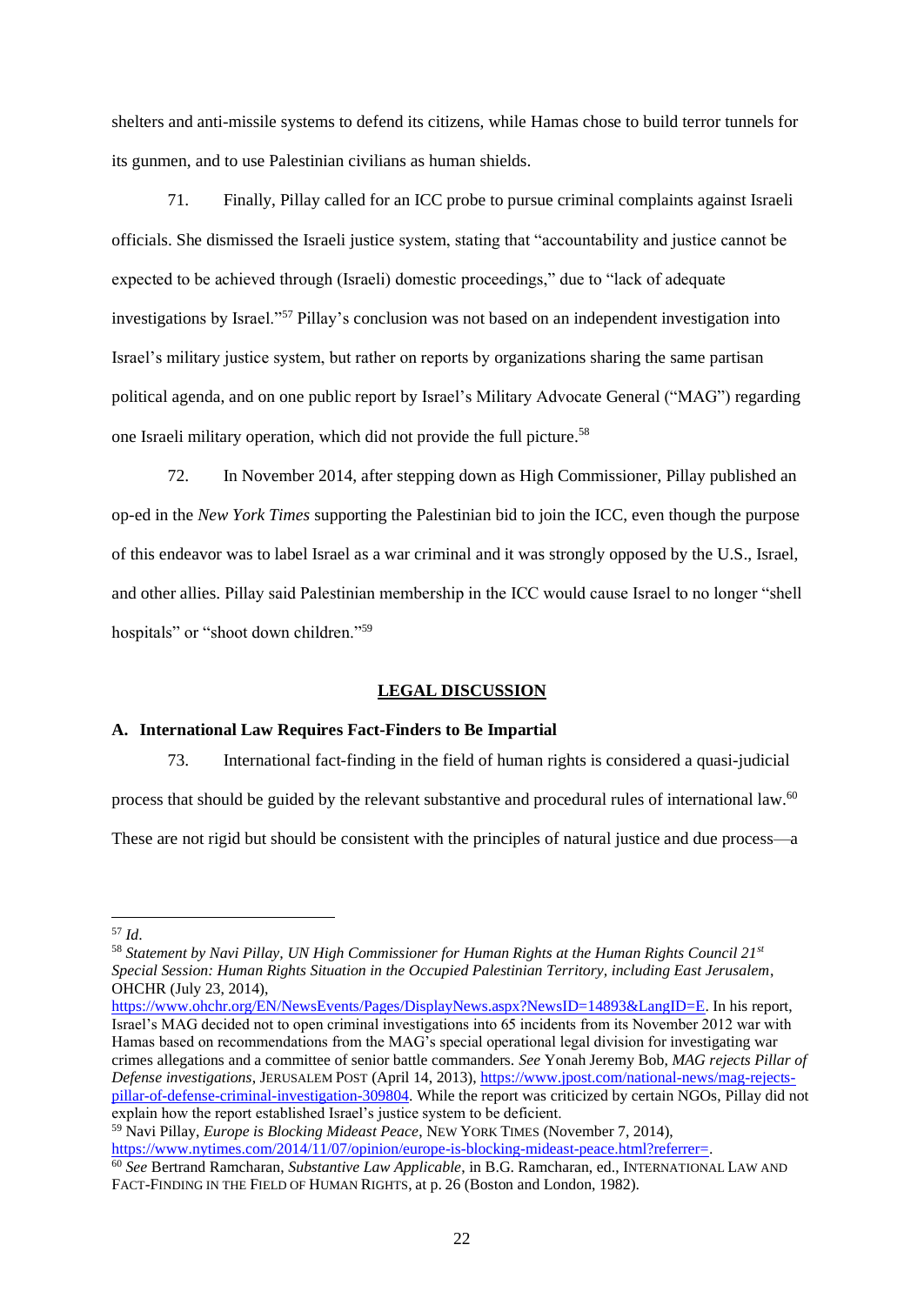shelters and anti-missile systems to defend its citizens, while Hamas chose to build terror tunnels for its gunmen, and to use Palestinian civilians as human shields.

71. Finally, Pillay called for an ICC probe to pursue criminal complaints against Israeli officials. She dismissed the Israeli justice system, stating that "accountability and justice cannot be expected to be achieved through (Israeli) domestic proceedings," due to "lack of adequate investigations by Israel."[57] Pillay's conclusion was not based on an independent investigation into Israel's military justice system, but rather on reports by organizations sharing the same partisan political agenda, and on one public report by Israel's Military Advocate General ("MAG") regarding one Israeli military operation, which did not provide the full picture.[58]

72. In November 2014, after stepping down as High Commissioner, Pillay published an op-ed in the *New York Times* supporting the Palestinian bid to join the ICC, even though the purpose of this endeavor was to label Israel as a war criminal and it was strongly opposed by the U.S., Israel, and other allies. Pillay said Palestinian membership in the ICC would cause Israel to no longer "shell hospitals" or "shoot down children."[59]

## LEGAL DISCUSSION

### A. International Law Requires Fact-Finders to Be Impartial

73. International fact-finding in the field of human rights is considered a quasi-judicial process that should be guided by the relevant substantive and procedural rules of international law.[60] These are not rigid but should be consistent with the principles of natural justice and due process—a

---

[57] *Id*.

[58] *Statement by Navi Pillay, UN High Commissioner for Human Rights at the Human Rights Council 21st Special Session: Human Rights Situation in the Occupied Palestinian Territory, including East Jerusalem*, OHCHR (July 23, 2014), https://www.ohchr.org/EN/NewsEvents/Pages/DisplayNews.aspx?NewsID=14893&LangID=E. In his report, Israel's MAG decided not to open criminal investigations into 65 incidents from its November 2012 war with Hamas based on recommendations from the MAG's special operational legal division for investigating war crimes allegations and a committee of senior battle commanders. *See* Yonah Jeremy Bob, *MAG rejects Pillar of Defense investigations*, JERUSALEM POST (April 14, 2013), https://www.jpost.com/national-news/mag-rejects-pillar-of-defense-criminal-investigation-309804. While the report was criticized by certain NGOs, Pillay did not explain how the report established Israel's justice system to be deficient.

[59] Navi Pillay, *Europe is Blocking Mideast Peace*, NEW YORK TIMES (November 7, 2014), https://www.nytimes.com/2014/11/07/opinion/europe-is-blocking-mideast-peace.html?referrer=.

[60] *See* Bertrand Ramcharan, *Substantive Law Applicable*, in B.G. Ramcharan, ed., INTERNATIONAL LAW AND FACT-FINDING IN THE FIELD OF HUMAN RIGHTS, at p. 26 (Boston and London, 1982).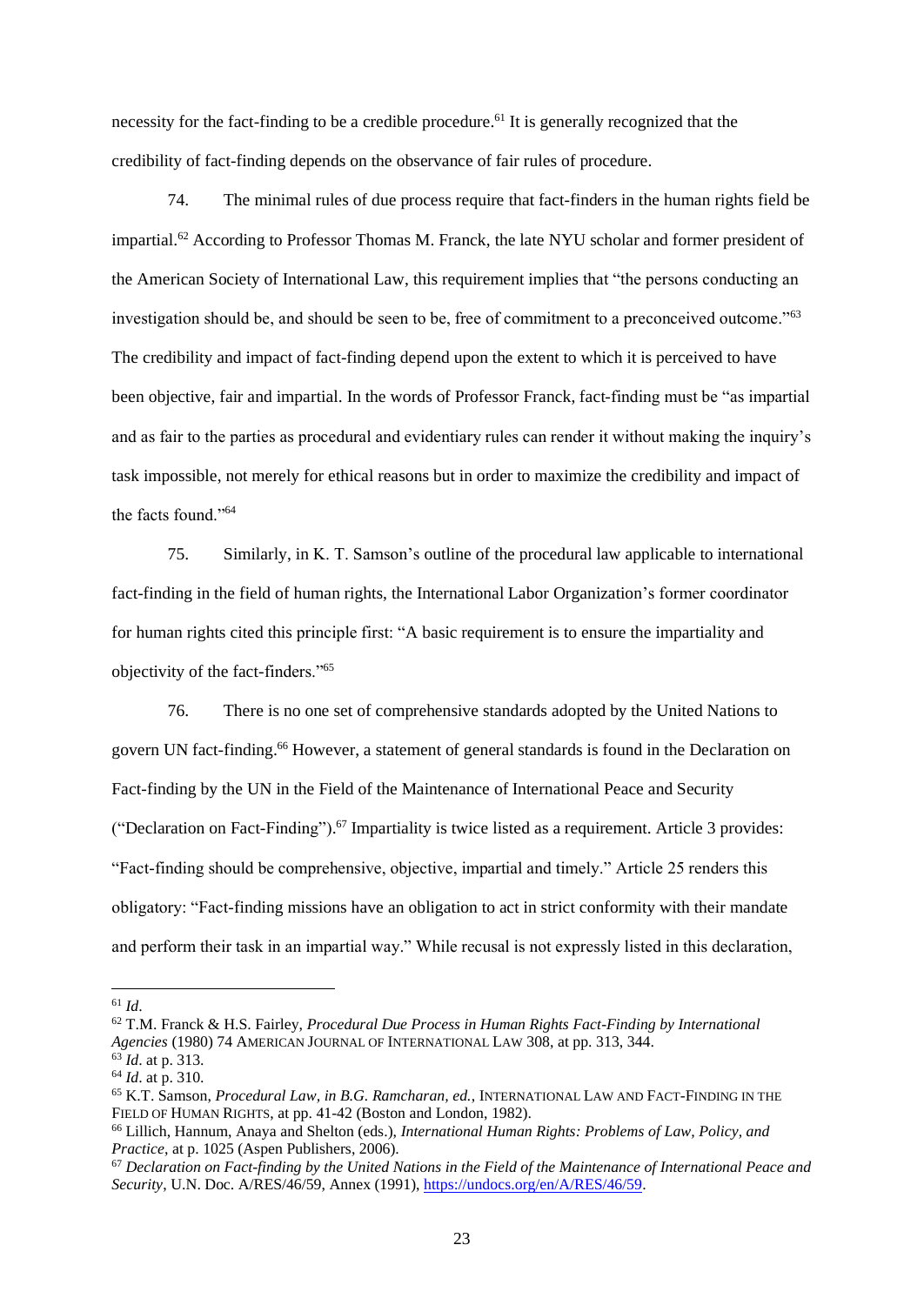necessity for the fact-finding to be a credible procedure.[61] It is generally recognized that the credibility of fact-finding depends on the observance of fair rules of procedure.

74. The minimal rules of due process require that fact-finders in the human rights field be impartial.[62] According to Professor Thomas M. Franck, the late NYU scholar and former president of the American Society of International Law, this requirement implies that "the persons conducting an investigation should be, and should be seen to be, free of commitment to a preconceived outcome."[63] The credibility and impact of fact-finding depend upon the extent to which it is perceived to have been objective, fair and impartial. In the words of Professor Franck, fact-finding must be "as impartial and as fair to the parties as procedural and evidentiary rules can render it without making the inquiry's task impossible, not merely for ethical reasons but in order to maximize the credibility and impact of the facts found."[64]

75. Similarly, in K. T. Samson's outline of the procedural law applicable to international fact-finding in the field of human rights, the International Labor Organization's former coordinator for human rights cited this principle first: "A basic requirement is to ensure the impartiality and objectivity of the fact-finders."[65]

76. There is no one set of comprehensive standards adopted by the United Nations to govern UN fact-finding.[66] However, a statement of general standards is found in the Declaration on Fact-finding by the UN in the Field of the Maintenance of International Peace and Security ("Declaration on Fact-Finding").[67] Impartiality is twice listed as a requirement. Article 3 provides: "Fact-finding should be comprehensive, objective, impartial and timely." Article 25 renders this obligatory: "Fact-finding missions have an obligation to act in strict conformity with their mandate and perform their task in an impartial way." While recusal is not expressly listed in this declaration,

---

[61] *Id*.

[62] T.M. Franck & H.S. Fairley, *Procedural Due Process in Human Rights Fact-Finding by International Agencies* (1980) 74 AMERICAN JOURNAL OF INTERNATIONAL LAW 308, at pp. 313, 344.

[63] *Id*. at p. 313.

[64] *Id*. at p. 310.

[65] K.T. Samson, *Procedural Law, in B.G. Ramcharan, ed.*, INTERNATIONAL LAW AND FACT-FINDING IN THE FIELD OF HUMAN RIGHTS, at pp. 41-42 (Boston and London, 1982).

[66] Lillich, Hannum, Anaya and Shelton (eds.), *International Human Rights: Problems of Law, Policy, and Practice*, at p. 1025 (Aspen Publishers, 2006).

[67] *Declaration on Fact-finding by the United Nations in the Field of the Maintenance of International Peace and Security*, U.N. Doc. A/RES/46/59, Annex (1991), https://undocs.org/en/A/RES/46/59.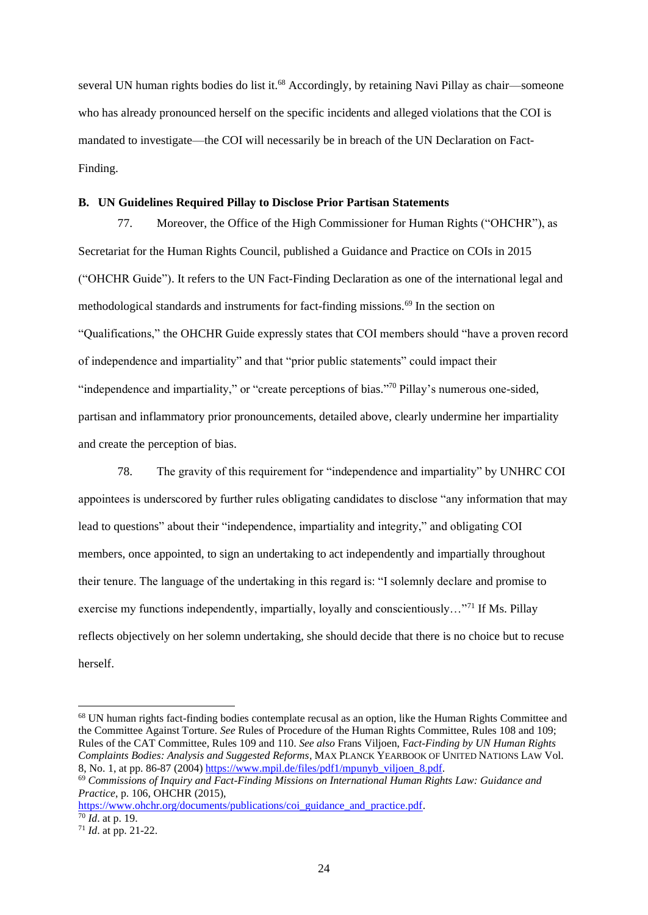several UN human rights bodies do list it.[68] Accordingly, by retaining Navi Pillay as chair—someone who has already pronounced herself on the specific incidents and alleged violations that the COI is mandated to investigate—the COI will necessarily be in breach of the UN Declaration on Fact-Finding.

### B. UN Guidelines Required Pillay to Disclose Prior Partisan Statements

77. Moreover, the Office of the High Commissioner for Human Rights ("OHCHR"), as Secretariat for the Human Rights Council, published a Guidance and Practice on COIs in 2015 ("OHCHR Guide"). It refers to the UN Fact-Finding Declaration as one of the international legal and methodological standards and instruments for fact-finding missions.[69] In the section on "Qualifications," the OHCHR Guide expressly states that COI members should "have a proven record of independence and impartiality" and that "prior public statements" could impact their "independence and impartiality," or "create perceptions of bias."[70] Pillay's numerous one-sided, partisan and inflammatory prior pronouncements, detailed above, clearly undermine her impartiality and create the perception of bias.

78. The gravity of this requirement for "independence and impartiality" by UNHRC COI appointees is underscored by further rules obligating candidates to disclose "any information that may lead to questions" about their "independence, impartiality and integrity," and obligating COI members, once appointed, to sign an undertaking to act independently and impartially throughout their tenure. The language of the undertaking in this regard is: "I solemnly declare and promise to exercise my functions independently, impartially, loyally and conscientiously…"[71] If Ms. Pillay reflects objectively on her solemn undertaking, she should decide that there is no choice but to recuse herself.

---

[68] UN human rights fact-finding bodies contemplate recusal as an option, like the Human Rights Committee and the Committee Against Torture. *See* Rules of Procedure of the Human Rights Committee, Rules 108 and 109; Rules of the CAT Committee, Rules 109 and 110. *See also* Frans Viljoen, *Fact-Finding by UN Human Rights Complaints Bodies: Analysis and Suggested Reforms*, MAX PLANCK YEARBOOK OF UNITED NATIONS LAW Vol. 8, No. 1, at pp. 86-87 (2004) https://www.mpil.de/files/pdf1/mpunyb_viljoen_8.pdf.

[69] *Commissions of Inquiry and Fact-Finding Missions on International Human Rights Law: Guidance and Practice*, p. 106, OHCHR (2015), https://www.ohchr.org/documents/publications/coi_guidance_and_practice.pdf.

[70] *Id*. at p. 19.

[71] *Id*. at pp. 21-22.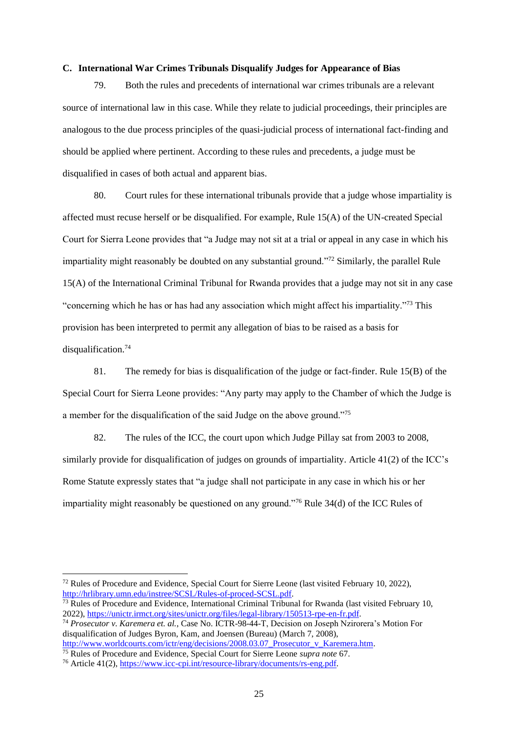**C. International War Crimes Tribunals Disqualify Judges for Appearance of Bias**

79. Both the rules and precedents of international war crimes tribunals are a relevant source of international law in this case. While they relate to judicial proceedings, their principles are analogous to the due process principles of the quasi-judicial process of international fact-finding and should be applied where pertinent. According to these rules and precedents, a judge must be disqualified in cases of both actual and apparent bias.

80. Court rules for these international tribunals provide that a judge whose impartiality is affected must recuse herself or be disqualified. For example, Rule 15(A) of the UN-created Special Court for Sierra Leone provides that "a Judge may not sit at a trial or appeal in any case in which his impartiality might reasonably be doubted on any substantial ground."[72] Similarly, the parallel Rule 15(A) of the International Criminal Tribunal for Rwanda provides that a judge may not sit in any case "concerning which he has or has had any association which might affect his impartiality."[73] This provision has been interpreted to permit any allegation of bias to be raised as a basis for disqualification.[74]

81. The remedy for bias is disqualification of the judge or fact-finder. Rule 15(B) of the Special Court for Sierra Leone provides: "Any party may apply to the Chamber of which the Judge is a member for the disqualification of the said Judge on the above ground."[75]

82. The rules of the ICC, the court upon which Judge Pillay sat from 2003 to 2008, similarly provide for disqualification of judges on grounds of impartiality. Article 41(2) of the ICC's Rome Statute expressly states that "a judge shall not participate in any case in which his or her impartiality might reasonably be questioned on any ground."[76] Rule 34(d) of the ICC Rules of

---

[72] Rules of Procedure and Evidence, Special Court for Sierre Leone (last visited February 10, 2022), http://hrlibrary.umn.edu/instree/SCSL/Rules-of-proced-SCSL.pdf.

[73] Rules of Procedure and Evidence, International Criminal Tribunal for Rwanda (last visited February 10, 2022), https://unictr.irmct.org/sites/unictr.org/files/legal-library/150513-rpe-en-fr.pdf.

[74] *Prosecutor v. Karemera et. al.*, Case No. ICTR-98-44-T, Decision on Joseph Nzirorera's Motion For disqualification of Judges Byron, Kam, and Joensen (Bureau) (March 7, 2008), http://www.worldcourts.com/ictr/eng/decisions/2008.03.07_Prosecutor_v_Karemera.htm.

[75] Rules of Procedure and Evidence, Special Court for Sierre Leone *supra note* 67.

[76] Article 41(2), https://www.icc-cpi.int/resource-library/documents/rs-eng.pdf.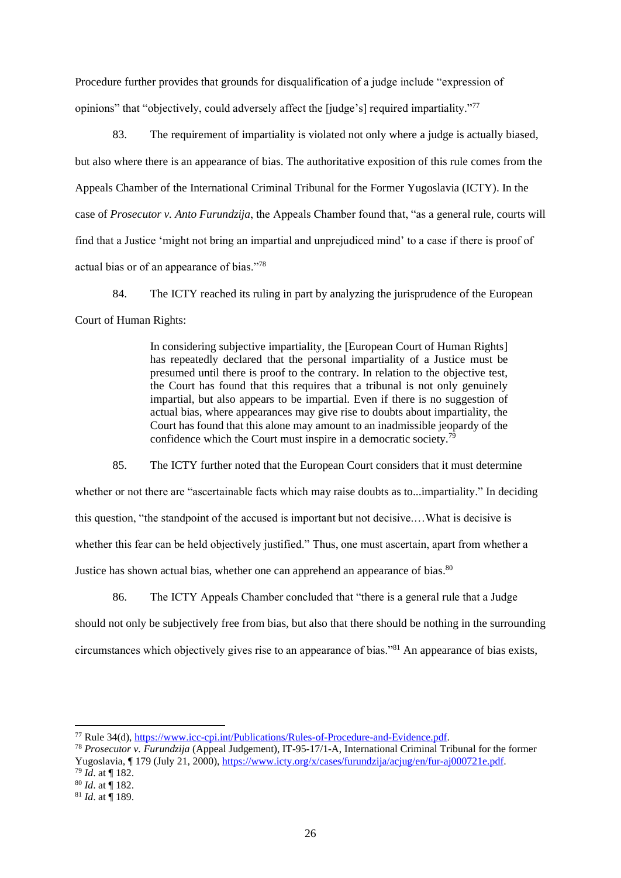Procedure further provides that grounds for disqualification of a judge include "expression of opinions" that "objectively, could adversely affect the [judge's] required impartiality."[77]

83. The requirement of impartiality is violated not only where a judge is actually biased, but also where there is an appearance of bias. The authoritative exposition of this rule comes from the Appeals Chamber of the International Criminal Tribunal for the Former Yugoslavia (ICTY). In the case of *Prosecutor v. Anto Furundzija*, the Appeals Chamber found that, "as a general rule, courts will find that a Justice 'might not bring an impartial and unprejudiced mind' to a case if there is proof of actual bias or of an appearance of bias."[78]

84. The ICTY reached its ruling in part by analyzing the jurisprudence of the European Court of Human Rights:

> In considering subjective impartiality, the [European Court of Human Rights] has repeatedly declared that the personal impartiality of a Justice must be presumed until there is proof to the contrary. In relation to the objective test, the Court has found that this requires that a tribunal is not only genuinely impartial, but also appears to be impartial. Even if there is no suggestion of actual bias, where appearances may give rise to doubts about impartiality, the Court has found that this alone may amount to an inadmissible jeopardy of the confidence which the Court must inspire in a democratic society.[79]

85. The ICTY further noted that the European Court considers that it must determine whether or not there are "ascertainable facts which may raise doubts as to...impartiality." In deciding this question, "the standpoint of the accused is important but not decisive.…What is decisive is whether this fear can be held objectively justified." Thus, one must ascertain, apart from whether a Justice has shown actual bias, whether one can apprehend an appearance of bias.[80]

86. The ICTY Appeals Chamber concluded that "there is a general rule that a Judge should not only be subjectively free from bias, but also that there should be nothing in the surrounding circumstances which objectively gives rise to an appearance of bias."[81] An appearance of bias exists,

---

[77] Rule 34(d), https://www.icc-cpi.int/Publications/Rules-of-Procedure-and-Evidence.pdf.

[78] *Prosecutor v. Furundzija* (Appeal Judgement), IT-95-17/1-A, International Criminal Tribunal for the former Yugoslavia, ¶ 179 (July 21, 2000), https://www.icty.org/x/cases/furundzija/acjug/en/fur-aj000721e.pdf.

[79] *Id*. at ¶ 182.

[80] *Id*. at ¶ 182.

[81] *Id*. at ¶ 189.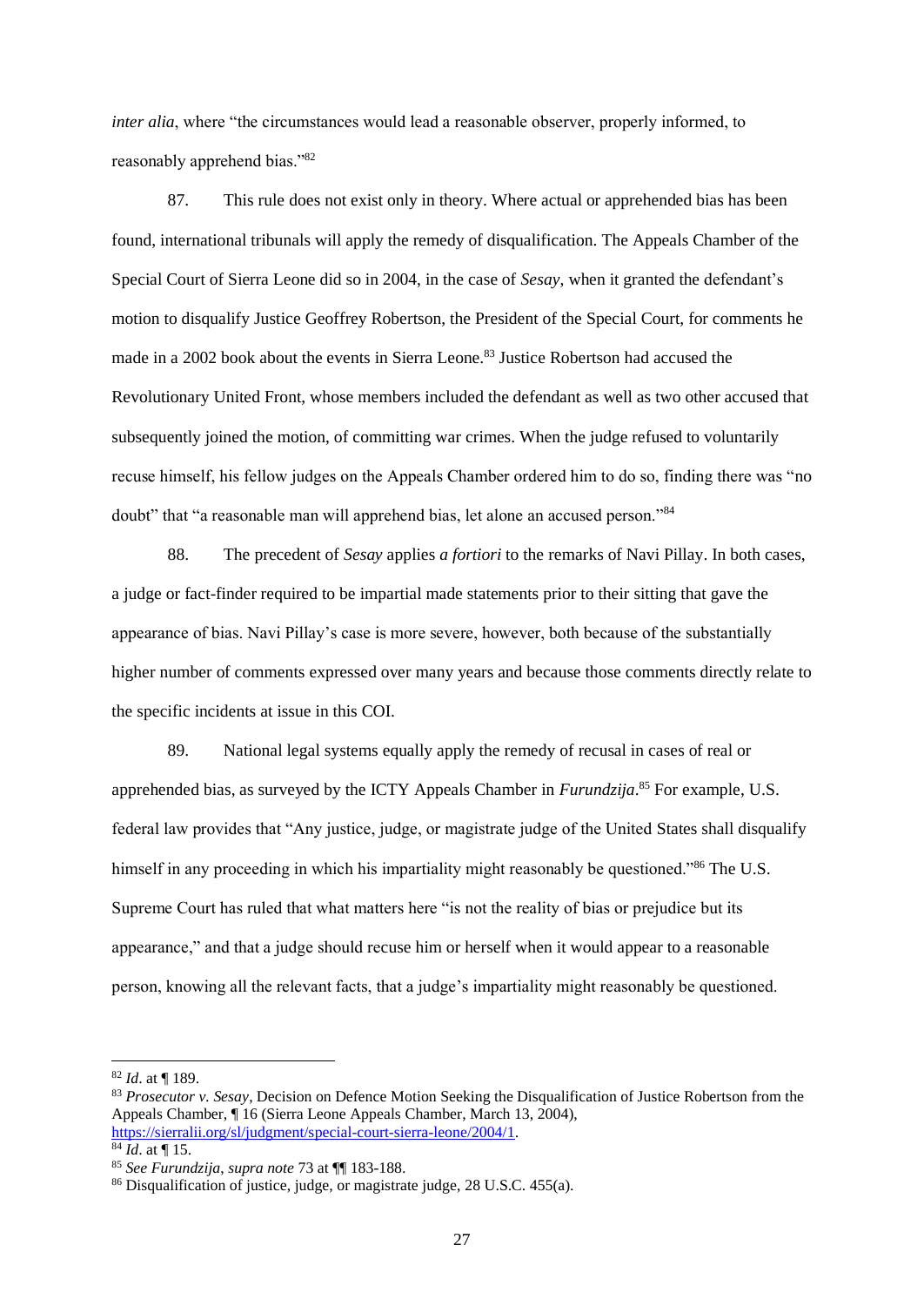*inter alia*, where "the circumstances would lead a reasonable observer, properly informed, to reasonably apprehend bias."[82]

87. This rule does not exist only in theory. Where actual or apprehended bias has been found, international tribunals will apply the remedy of disqualification. The Appeals Chamber of the Special Court of Sierra Leone did so in 2004, in the case of *Sesay*, when it granted the defendant's motion to disqualify Justice Geoffrey Robertson, the President of the Special Court, for comments he made in a 2002 book about the events in Sierra Leone.[83] Justice Robertson had accused the Revolutionary United Front, whose members included the defendant as well as two other accused that subsequently joined the motion, of committing war crimes. When the judge refused to voluntarily recuse himself, his fellow judges on the Appeals Chamber ordered him to do so, finding there was "no doubt" that "a reasonable man will apprehend bias, let alone an accused person."[84]

88. The precedent of *Sesay* applies *a fortiori* to the remarks of Navi Pillay. In both cases, a judge or fact-finder required to be impartial made statements prior to their sitting that gave the appearance of bias. Navi Pillay's case is more severe, however, both because of the substantially higher number of comments expressed over many years and because those comments directly relate to the specific incidents at issue in this COI.

89. National legal systems equally apply the remedy of recusal in cases of real or apprehended bias, as surveyed by the ICTY Appeals Chamber in *Furundzija*.[85] For example, U.S. federal law provides that "Any justice, judge, or magistrate judge of the United States shall disqualify himself in any proceeding in which his impartiality might reasonably be questioned."[86] The U.S. Supreme Court has ruled that what matters here "is not the reality of bias or prejudice but its appearance," and that a judge should recuse him or herself when it would appear to a reasonable person, knowing all the relevant facts, that a judge's impartiality might reasonably be questioned.

---

[82] *Id*. at ¶ 189.

[83] *Prosecutor v. Sesay*, Decision on Defence Motion Seeking the Disqualification of Justice Robertson from the Appeals Chamber, ¶ 16 (Sierra Leone Appeals Chamber, March 13, 2004), https://sierralii.org/sl/judgment/special-court-sierra-leone/2004/1.

[84] *Id*. at ¶ 15.

[85] *See Furundzija*, *supra note* 73 at ¶¶ 183-188.

[86] Disqualification of justice, judge, or magistrate judge, 28 U.S.C. 455(a).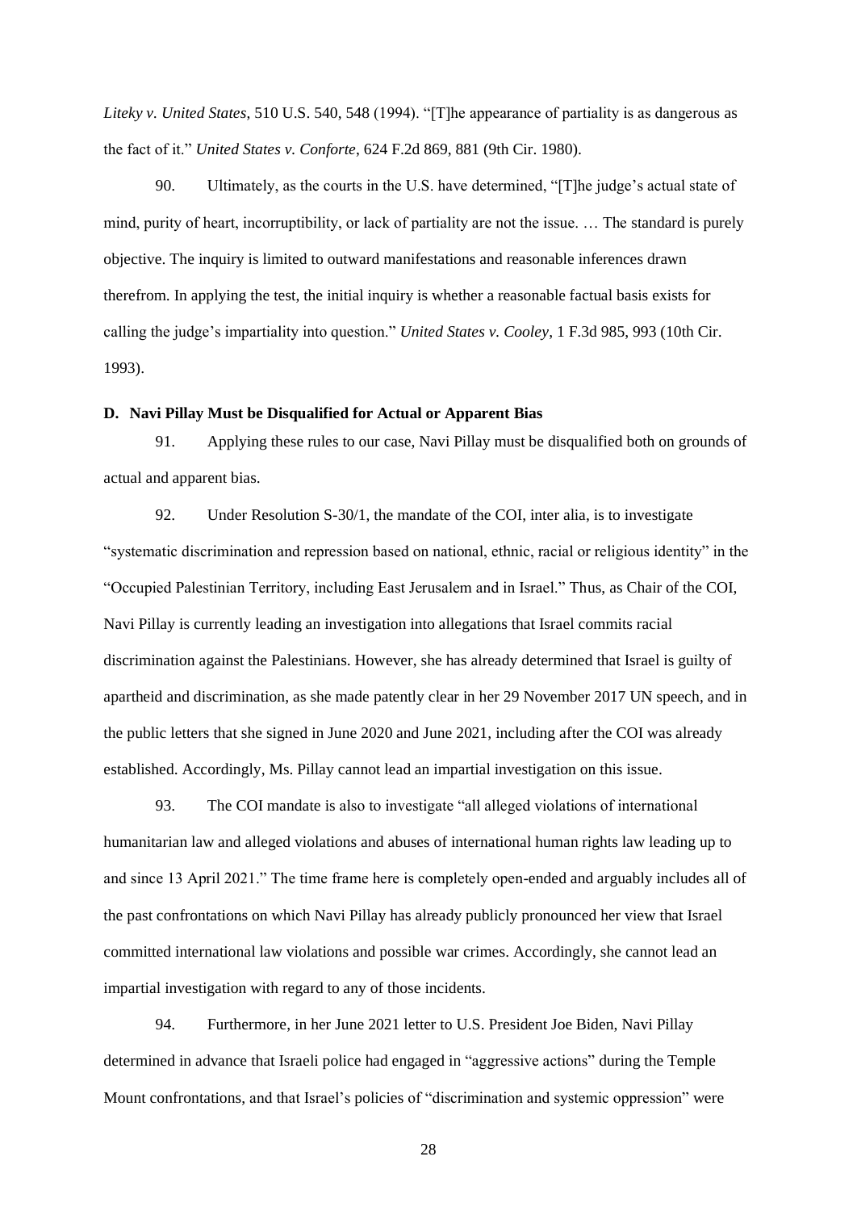*Liteky v. United States*, 510 U.S. 540, 548 (1994). "[T]he appearance of partiality is as dangerous as the fact of it." *United States v. Conforte*, 624 F.2d 869, 881 (9th Cir. 1980).

90. Ultimately, as the courts in the U.S. have determined, "[T]he judge's actual state of mind, purity of heart, incorruptibility, or lack of partiality are not the issue. … The standard is purely objective. The inquiry is limited to outward manifestations and reasonable inferences drawn therefrom. In applying the test, the initial inquiry is whether a reasonable factual basis exists for calling the judge's impartiality into question." *United States v. Cooley*, 1 F.3d 985, 993 (10th Cir. 1993).

**D. Navi Pillay Must be Disqualified for Actual or Apparent Bias**

91. Applying these rules to our case, Navi Pillay must be disqualified both on grounds of actual and apparent bias.

92. Under Resolution S-30/1, the mandate of the COI, inter alia, is to investigate "systematic discrimination and repression based on national, ethnic, racial or religious identity" in the "Occupied Palestinian Territory, including East Jerusalem and in Israel." Thus, as Chair of the COI, Navi Pillay is currently leading an investigation into allegations that Israel commits racial discrimination against the Palestinians. However, she has already determined that Israel is guilty of apartheid and discrimination, as she made patently clear in her 29 November 2017 UN speech, and in the public letters that she signed in June 2020 and June 2021, including after the COI was already established. Accordingly, Ms. Pillay cannot lead an impartial investigation on this issue.

93. The COI mandate is also to investigate "all alleged violations of international humanitarian law and alleged violations and abuses of international human rights law leading up to and since 13 April 2021." The time frame here is completely open-ended and arguably includes all of the past confrontations on which Navi Pillay has already publicly pronounced her view that Israel committed international law violations and possible war crimes. Accordingly, she cannot lead an impartial investigation with regard to any of those incidents.

94. Furthermore, in her June 2021 letter to U.S. President Joe Biden, Navi Pillay determined in advance that Israeli police had engaged in "aggressive actions" during the Temple Mount confrontations, and that Israel's policies of "discrimination and systemic oppression" were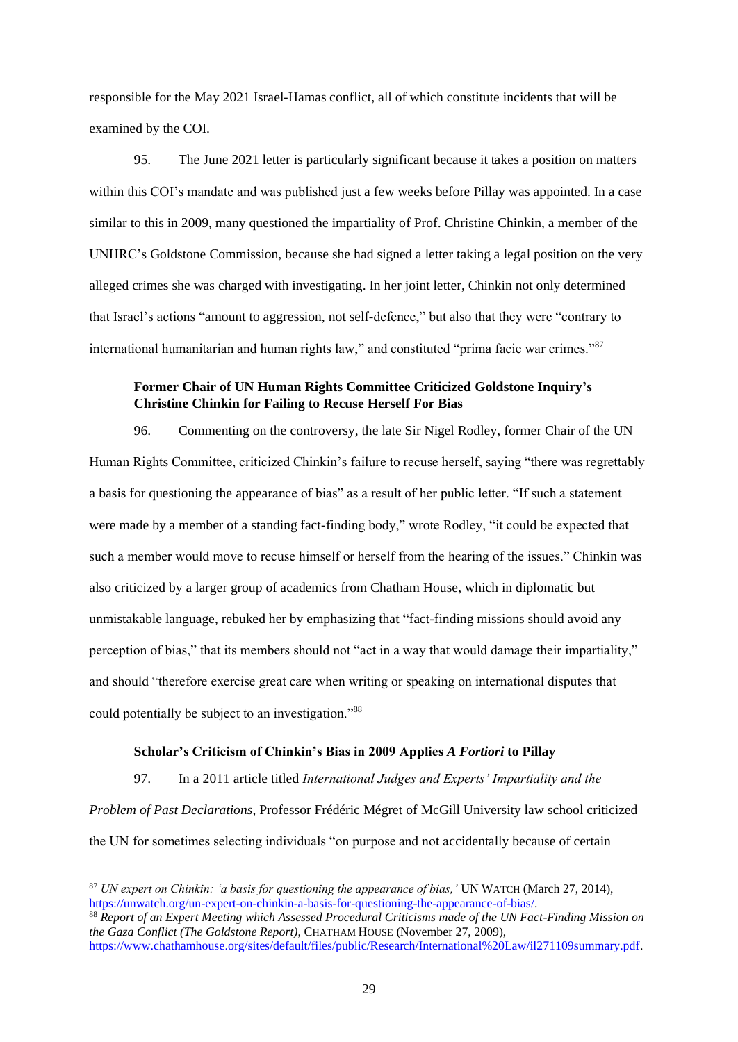responsible for the May 2021 Israel-Hamas conflict, all of which constitute incidents that will be examined by the COI.

95. The June 2021 letter is particularly significant because it takes a position on matters within this COI's mandate and was published just a few weeks before Pillay was appointed. In a case similar to this in 2009, many questioned the impartiality of Prof. Christine Chinkin, a member of the UNHRC's Goldstone Commission, because she had signed a letter taking a legal position on the very alleged crimes she was charged with investigating. In her joint letter, Chinkin not only determined that Israel's actions "amount to aggression, not self-defence," but also that they were "contrary to international humanitarian and human rights law," and constituted "prima facie war crimes."[87]

**Former Chair of UN Human Rights Committee Criticized Goldstone Inquiry's Christine Chinkin for Failing to Recuse Herself For Bias**

96. Commenting on the controversy, the late Sir Nigel Rodley, former Chair of the UN Human Rights Committee, criticized Chinkin's failure to recuse herself, saying "there was regrettably a basis for questioning the appearance of bias" as a result of her public letter. "If such a statement were made by a member of a standing fact-finding body," wrote Rodley, "it could be expected that such a member would move to recuse himself or herself from the hearing of the issues." Chinkin was also criticized by a larger group of academics from Chatham House, which in diplomatic but unmistakable language, rebuked her by emphasizing that "fact-finding missions should avoid any perception of bias," that its members should not "act in a way that would damage their impartiality," and should "therefore exercise great care when writing or speaking on international disputes that could potentially be subject to an investigation."[88]

**Scholar's Criticism of Chinkin's Bias in 2009 Applies *A Fortiori* to Pillay**

97. In a 2011 article titled *International Judges and Experts' Impartiality and the Problem of Past Declarations*, Professor Frédéric Mégret of McGill University law school criticized the UN for sometimes selecting individuals "on purpose and not accidentally because of certain

---

[87] *UN expert on Chinkin: 'a basis for questioning the appearance of bias,'* UN WATCH (March 27, 2014), https://unwatch.org/un-expert-on-chinkin-a-basis-for-questioning-the-appearance-of-bias/.

[88] *Report of an Expert Meeting which Assessed Procedural Criticisms made of the UN Fact-Finding Mission on the Gaza Conflict (The Goldstone Report)*, CHATHAM HOUSE (November 27, 2009), https://www.chathamhouse.org/sites/default/files/public/Research/International%20Law/il271109summary.pdf.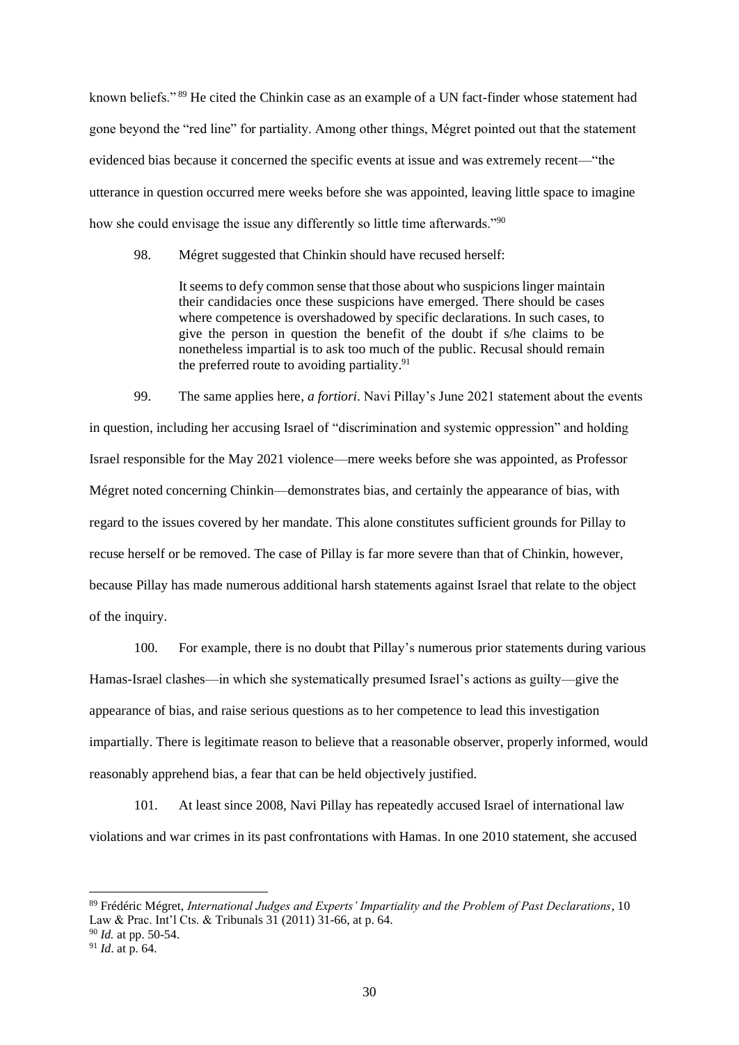known beliefs."[89] He cited the Chinkin case as an example of a UN fact-finder whose statement had gone beyond the "red line" for partiality. Among other things, Mégret pointed out that the statement evidenced bias because it concerned the specific events at issue and was extremely recent—"the utterance in question occurred mere weeks before she was appointed, leaving little space to imagine how she could envisage the issue any differently so little time afterwards."[90]

98. Mégret suggested that Chinkin should have recused herself:

> It seems to defy common sense that those about who suspicions linger maintain their candidacies once these suspicions have emerged. There should be cases where competence is overshadowed by specific declarations. In such cases, to give the person in question the benefit of the doubt if s/he claims to be nonetheless impartial is to ask too much of the public. Recusal should remain the preferred route to avoiding partiality.[91]

99. The same applies here, *a fortiori*. Navi Pillay's June 2021 statement about the events in question, including her accusing Israel of "discrimination and systemic oppression" and holding Israel responsible for the May 2021 violence—mere weeks before she was appointed, as Professor Mégret noted concerning Chinkin—demonstrates bias, and certainly the appearance of bias, with regard to the issues covered by her mandate. This alone constitutes sufficient grounds for Pillay to recuse herself or be removed. The case of Pillay is far more severe than that of Chinkin, however, because Pillay has made numerous additional harsh statements against Israel that relate to the object of the inquiry.

100. For example, there is no doubt that Pillay's numerous prior statements during various Hamas-Israel clashes—in which she systematically presumed Israel's actions as guilty—give the appearance of bias, and raise serious questions as to her competence to lead this investigation impartially. There is legitimate reason to believe that a reasonable observer, properly informed, would reasonably apprehend bias, a fear that can be held objectively justified.

101. At least since 2008, Navi Pillay has repeatedly accused Israel of international law violations and war crimes in its past confrontations with Hamas. In one 2010 statement, she accused

---

[89] Frédéric Mégret, *International Judges and Experts' Impartiality and the Problem of Past Declarations*, 10 Law & Prac. Int'l Cts. & Tribunals 31 (2011) 31-66, at p. 64.

[90] *Id.* at pp. 50-54.

[91] *Id*. at p. 64.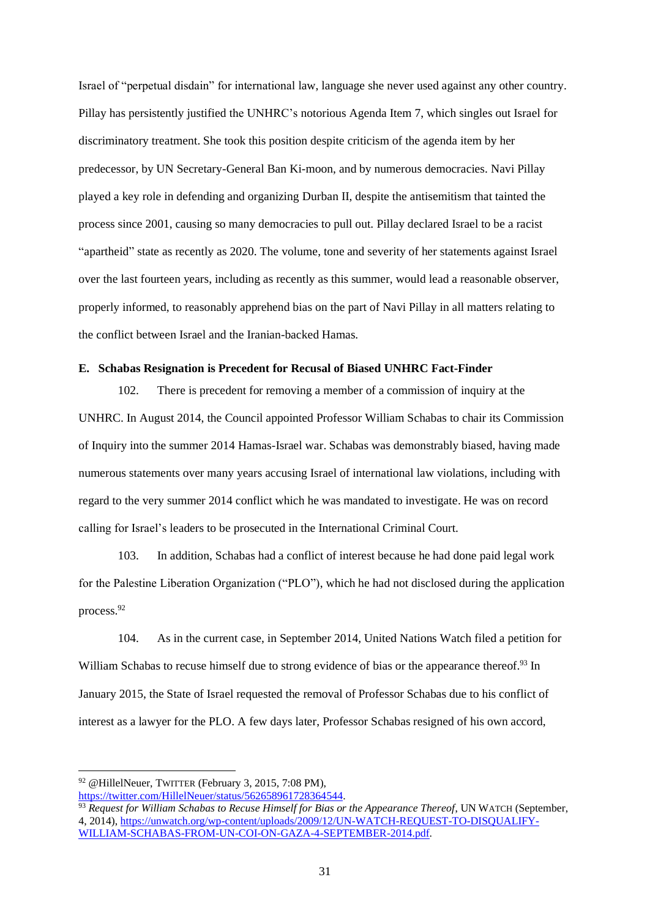Israel of "perpetual disdain" for international law, language she never used against any other country. Pillay has persistently justified the UNHRC's notorious Agenda Item 7, which singles out Israel for discriminatory treatment. She took this position despite criticism of the agenda item by her predecessor, by UN Secretary-General Ban Ki-moon, and by numerous democracies. Navi Pillay played a key role in defending and organizing Durban II, despite the antisemitism that tainted the process since 2001, causing so many democracies to pull out. Pillay declared Israel to be a racist "apartheid" state as recently as 2020. The volume, tone and severity of her statements against Israel over the last fourteen years, including as recently as this summer, would lead a reasonable observer, properly informed, to reasonably apprehend bias on the part of Navi Pillay in all matters relating to the conflict between Israel and the Iranian-backed Hamas.

### E. Schabas Resignation is Precedent for Recusal of Biased UNHRC Fact-Finder

102. There is precedent for removing a member of a commission of inquiry at the UNHRC. In August 2014, the Council appointed Professor William Schabas to chair its Commission of Inquiry into the summer 2014 Hamas-Israel war. Schabas was demonstrably biased, having made numerous statements over many years accusing Israel of international law violations, including with regard to the very summer 2014 conflict which he was mandated to investigate. He was on record calling for Israel's leaders to be prosecuted in the International Criminal Court.

103. In addition, Schabas had a conflict of interest because he had done paid legal work for the Palestine Liberation Organization ("PLO"), which he had not disclosed during the application process.[92]

104. As in the current case, in September 2014, United Nations Watch filed a petition for William Schabas to recuse himself due to strong evidence of bias or the appearance thereof.[93] In January 2015, the State of Israel requested the removal of Professor Schabas due to his conflict of interest as a lawyer for the PLO. A few days later, Professor Schabas resigned of his own accord,

---

[92] @HillelNeuer, TWITTER (February 3, 2015, 7:08 PM), https://twitter.com/HillelNeuer/status/562658961728364544.

[93] *Request for William Schabas to Recuse Himself for Bias or the Appearance Thereof*, UN WATCH (September, 4, 2014), https://unwatch.org/wp-content/uploads/2009/12/UN-WATCH-REQUEST-TO-DISQUALIFY-WILLIAM-SCHABAS-FROM-UN-COI-ON-GAZA-4-SEPTEMBER-2014.pdf.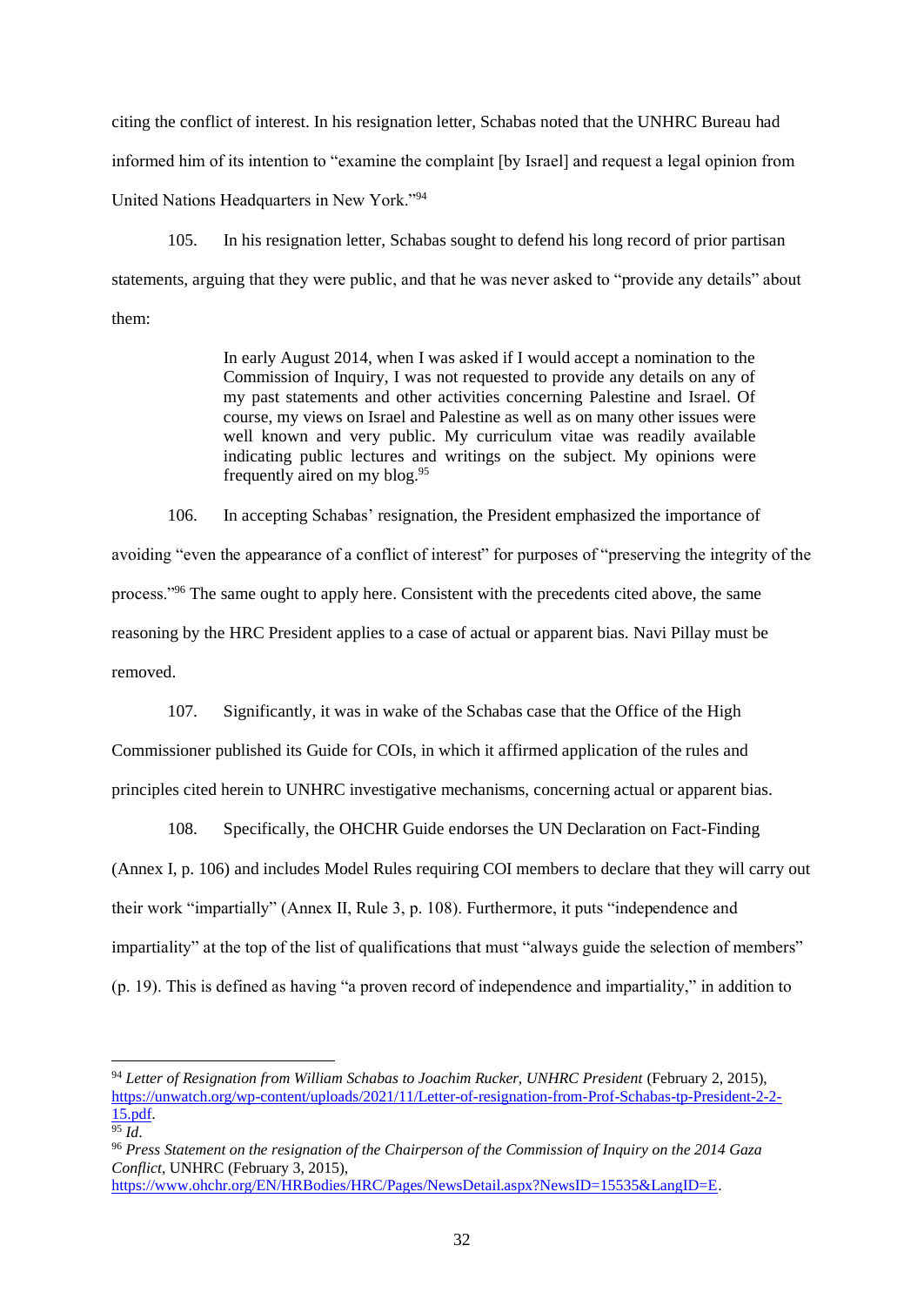citing the conflict of interest. In his resignation letter, Schabas noted that the UNHRC Bureau had informed him of its intention to "examine the complaint [by Israel] and request a legal opinion from United Nations Headquarters in New York."[94]

105. In his resignation letter, Schabas sought to defend his long record of prior partisan statements, arguing that they were public, and that he was never asked to "provide any details" about them:

> In early August 2014, when I was asked if I would accept a nomination to the Commission of Inquiry, I was not requested to provide any details on any of my past statements and other activities concerning Palestine and Israel. Of course, my views on Israel and Palestine as well as on many other issues were well known and very public. My curriculum vitae was readily available indicating public lectures and writings on the subject. My opinions were frequently aired on my blog.[95]

106. In accepting Schabas' resignation, the President emphasized the importance of avoiding "even the appearance of a conflict of interest" for purposes of "preserving the integrity of the process."[96] The same ought to apply here. Consistent with the precedents cited above, the same reasoning by the HRC President applies to a case of actual or apparent bias. Navi Pillay must be removed.

107. Significantly, it was in wake of the Schabas case that the Office of the High Commissioner published its Guide for COIs, in which it affirmed application of the rules and principles cited herein to UNHRC investigative mechanisms, concerning actual or apparent bias.

108. Specifically, the OHCHR Guide endorses the UN Declaration on Fact-Finding (Annex I, p. 106) and includes Model Rules requiring COI members to declare that they will carry out their work "impartially" (Annex II, Rule 3, p. 108). Furthermore, it puts "independence and impartiality" at the top of the list of qualifications that must "always guide the selection of members" (p. 19). This is defined as having "a proven record of independence and impartiality," in addition to

---

[94] *Letter of Resignation from William Schabas to Joachim Rucker, UNHRC President* (February 2, 2015), https://unwatch.org/wp-content/uploads/2021/11/Letter-of-resignation-from-Prof-Schabas-tp-President-2-2-15.pdf.

[95] *Id*.

[96] *Press Statement on the resignation of the Chairperson of the Commission of Inquiry on the 2014 Gaza Conflict*, UNHRC (February 3, 2015), https://www.ohchr.org/EN/HRBodies/HRC/Pages/NewsDetail.aspx?NewsID=15535&LangID=E.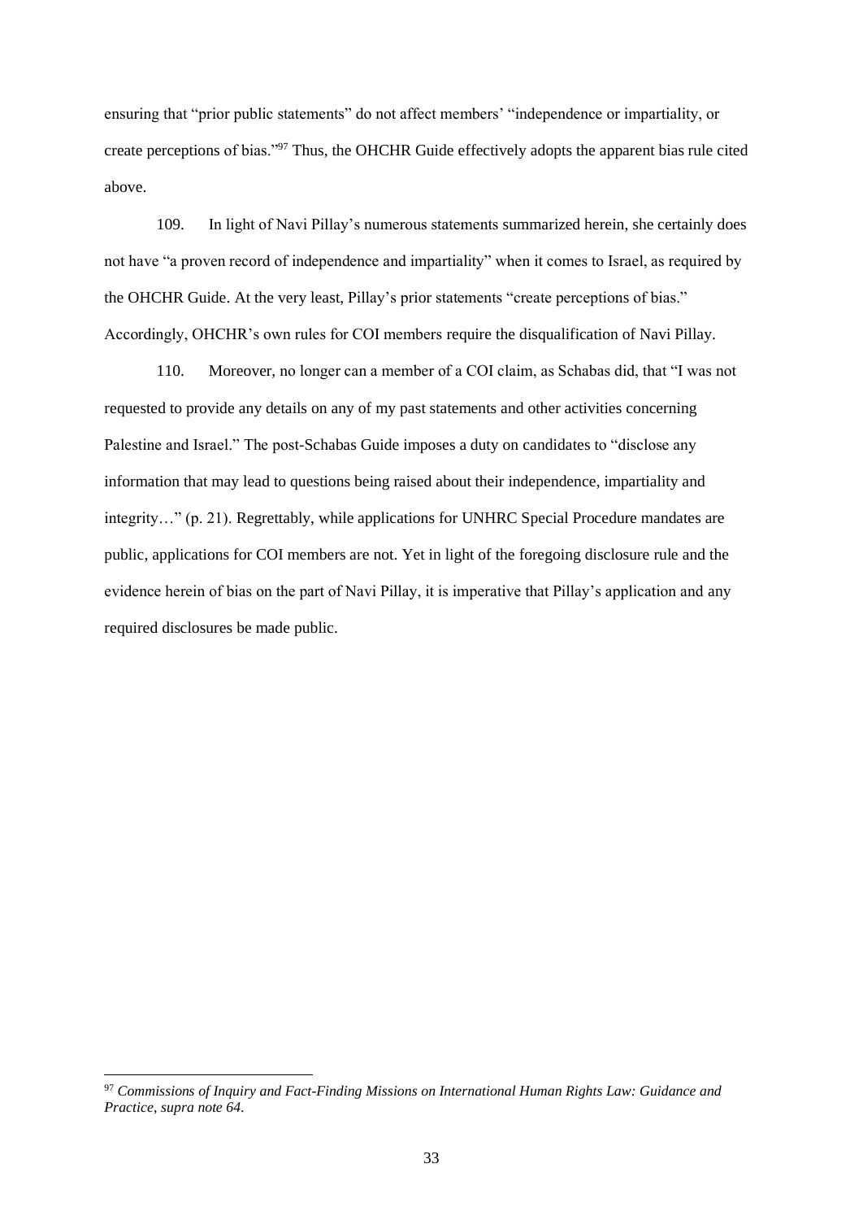ensuring that "prior public statements" do not affect members' "independence or impartiality, or create perceptions of bias."[97] Thus, the OHCHR Guide effectively adopts the apparent bias rule cited above.

109. In light of Navi Pillay's numerous statements summarized herein, she certainly does not have "a proven record of independence and impartiality" when it comes to Israel, as required by the OHCHR Guide. At the very least, Pillay's prior statements "create perceptions of bias." Accordingly, OHCHR's own rules for COI members require the disqualification of Navi Pillay.

110. Moreover, no longer can a member of a COI claim, as Schabas did, that "I was not requested to provide any details on any of my past statements and other activities concerning Palestine and Israel." The post-Schabas Guide imposes a duty on candidates to "disclose any information that may lead to questions being raised about their independence, impartiality and integrity…" (p. 21). Regrettably, while applications for UNHRC Special Procedure mandates are public, applications for COI members are not. Yet in light of the foregoing disclosure rule and the evidence herein of bias on the part of Navi Pillay, it is imperative that Pillay's application and any required disclosures be made public.

---

[97] *Commissions of Inquiry and Fact-Finding Missions on International Human Rights Law: Guidance and Practice, supra note 64.*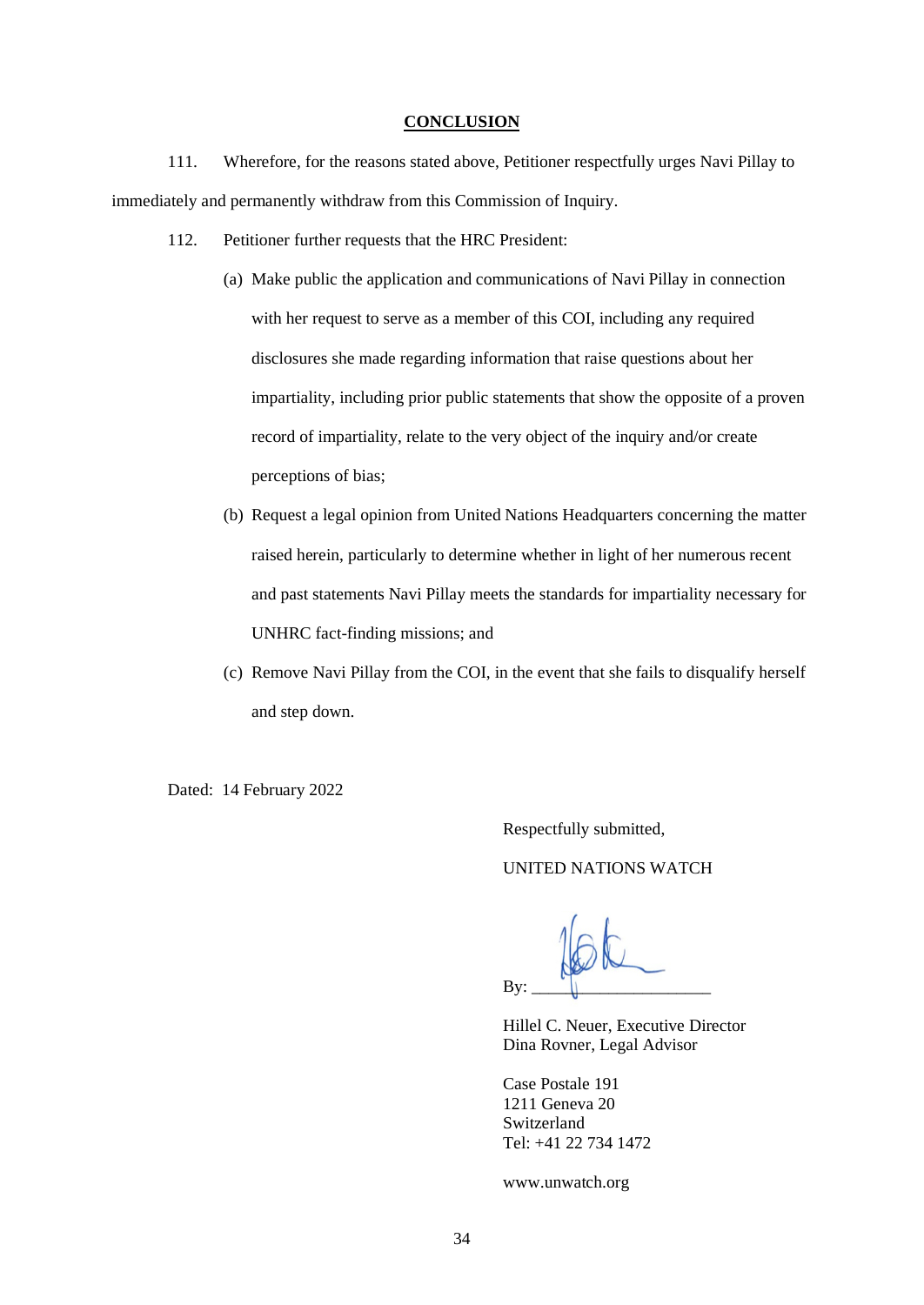## CONCLUSION

111. Wherefore, for the reasons stated above, Petitioner respectfully urges Navi Pillay to immediately and permanently withdraw from this Commission of Inquiry.

112. Petitioner further requests that the HRC President:

(a) Make public the application and communications of Navi Pillay in connection with her request to serve as a member of this COI, including any required disclosures she made regarding information that raise questions about her impartiality, including prior public statements that show the opposite of a proven record of impartiality, relate to the very object of the inquiry and/or create perceptions of bias;

(b) Request a legal opinion from United Nations Headquarters concerning the matter raised herein, particularly to determine whether in light of her numerous recent and past statements Navi Pillay meets the standards for impartiality necessary for UNHRC fact-finding missions; and

(c) Remove Navi Pillay from the COI, in the event that she fails to disqualify herself and step down.

Dated: 14 February 2022

Respectfully submitted,

UNITED NATIONS WATCH

By: \_\_\_\_\_\_\_\_\_\_\_\_\_\_\_\_\_\_\_\_\_\_

Hillel C. Neuer, Executive Director
Dina Rovner, Legal Advisor

Case Postale 191
1211 Geneva 20
Switzerland
Tel: +41 22 734 1472

www.unwatch.org